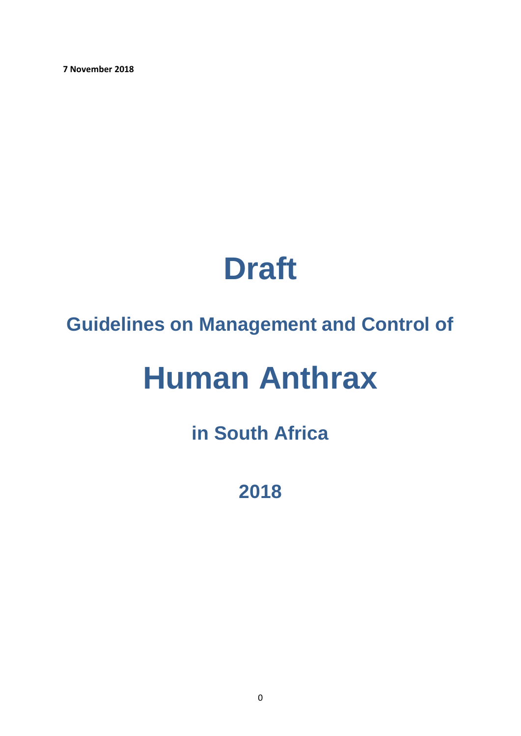**7 November 2018**

# Draft

## Guidelines on Management and Control of

# Human Anthrax

## in South Africa

## 2018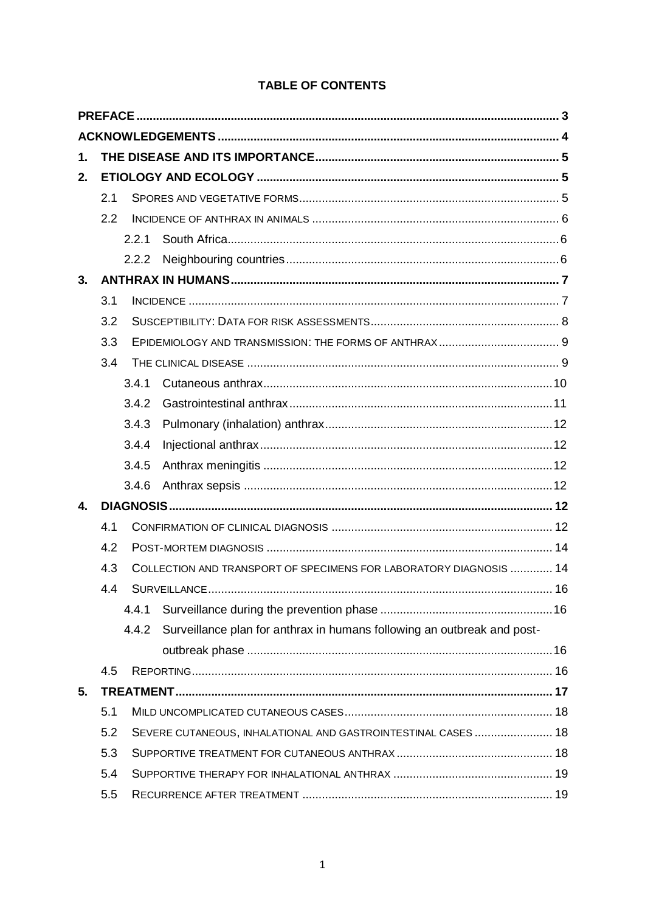# TABLE OF CONTENTS

**PREFACE** .... 3

**ACKNOWLEDGEMENTS** .... 4

**1. THE DISEASE AND ITS IMPORTANCE** .... 5

**2. ETIOLOGY AND ECOLOGY** .... 5

- 2.1 SPORES AND VEGETATIVE FORMS .... 5
- 2.2 INCIDENCE OF ANTHRAX IN ANIMALS .... 6
  - 2.2.1 South Africa .... 6
  - 2.2.2 Neighbouring countries .... 6

**3. ANTHRAX IN HUMANS** .... 7

- 3.1 INCIDENCE .... 7
- 3.2 SUSCEPTIBILITY: DATA FOR RISK ASSESSMENTS .... 8
- 3.3 EPIDEMIOLOGY AND TRANSMISSION: THE FORMS OF ANTHRAX .... 9
- 3.4 THE CLINICAL DISEASE .... 9
  - 3.4.1 Cutaneous anthrax .... 10
  - 3.4.2 Gastrointestinal anthrax .... 11
  - 3.4.3 Pulmonary (inhalation) anthrax .... 12
  - 3.4.4 Injectional anthrax .... 12
  - 3.4.5 Anthrax meningitis .... 12
  - 3.4.6 Anthrax sepsis .... 12

**4. DIAGNOSIS** .... 12

- 4.1 CONFIRMATION OF CLINICAL DIAGNOSIS .... 12
- 4.2 POST-MORTEM DIAGNOSIS .... 14
- 4.3 COLLECTION AND TRANSPORT OF SPECIMENS FOR LABORATORY DIAGNOSIS .... 14
- 4.4 SURVEILLANCE .... 16
  - 4.4.1 Surveillance during the prevention phase .... 16
  - 4.4.2 Surveillance plan for anthrax in humans following an outbreak and post-outbreak phase .... 16
- 4.5 REPORTING .... 16

**5. TREATMENT** .... 17

- 5.1 MILD UNCOMPLICATED CUTANEOUS CASES .... 18
- 5.2 SEVERE CUTANEOUS, INHALATIONAL AND GASTROINTESTINAL CASES .... 18
- 5.3 SUPPORTIVE TREATMENT FOR CUTANEOUS ANTHRAX .... 18
- 5.4 SUPPORTIVE THERAPY FOR INHALATIONAL ANTHRAX .... 19
- 5.5 RECURRENCE AFTER TREATMENT .... 19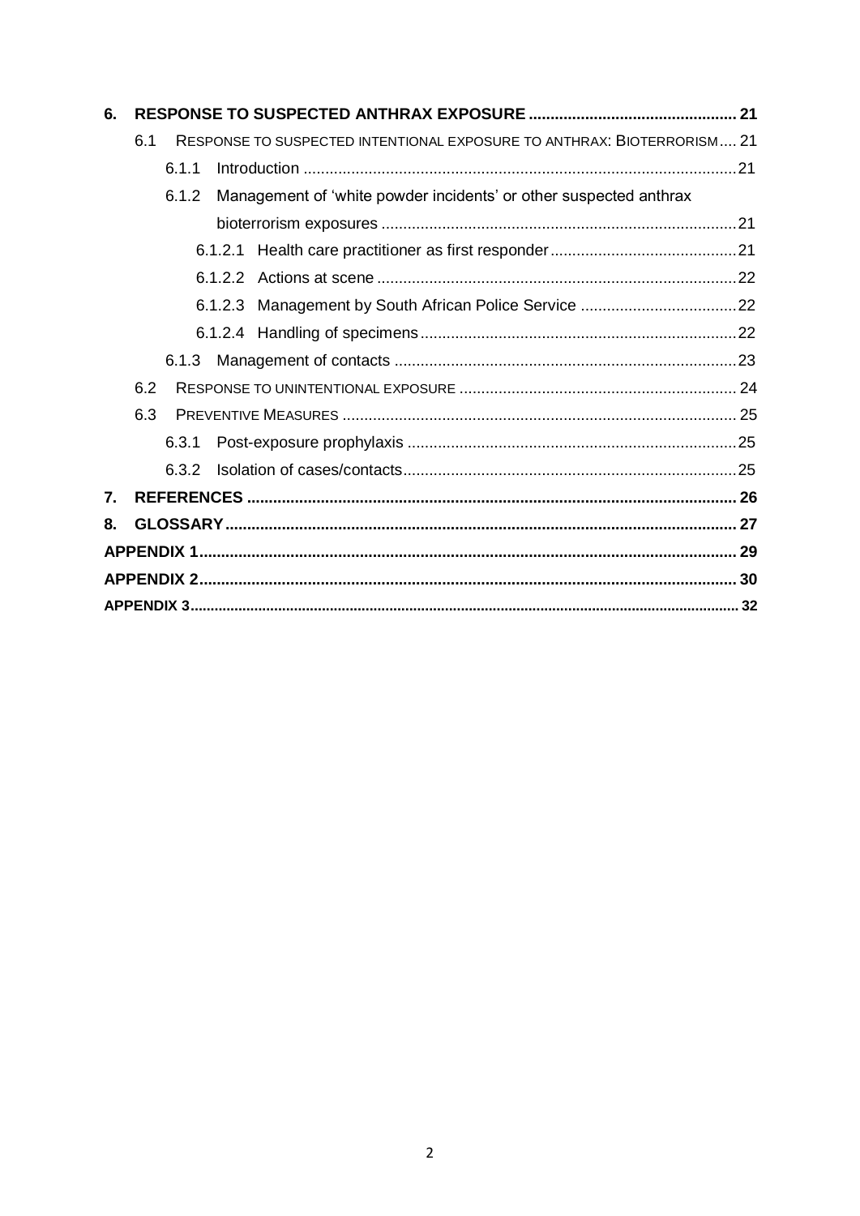- **6. RESPONSE TO SUSPECTED ANTHRAX EXPOSURE .... 21**
  - 6.1 RESPONSE TO SUSPECTED INTENTIONAL EXPOSURE TO ANTHRAX: BIOTERRORISM .... 21
    - 6.1.1 Introduction .... 21
    - 6.1.2 Management of 'white powder incidents' or other suspected anthrax bioterrorism exposures .... 21
      - 6.1.2.1 Health care practitioner as first responder .... 21
      - 6.1.2.2 Actions at scene .... 22
      - 6.1.2.3 Management by South African Police Service .... 22
      - 6.1.2.4 Handling of specimens .... 22
    - 6.1.3 Management of contacts .... 23
  - 6.2 RESPONSE TO UNINTENTIONAL EXPOSURE .... 24
  - 6.3 PREVENTIVE MEASURES .... 25
    - 6.3.1 Post-exposure prophylaxis .... 25
    - 6.3.2 Isolation of cases/contacts .... 25
- **7. REFERENCES .... 26**
- **8. GLOSSARY .... 27**
- **APPENDIX 1 .... 29**
- **APPENDIX 2 .... 30**
- **APPENDIX 3 .... 32**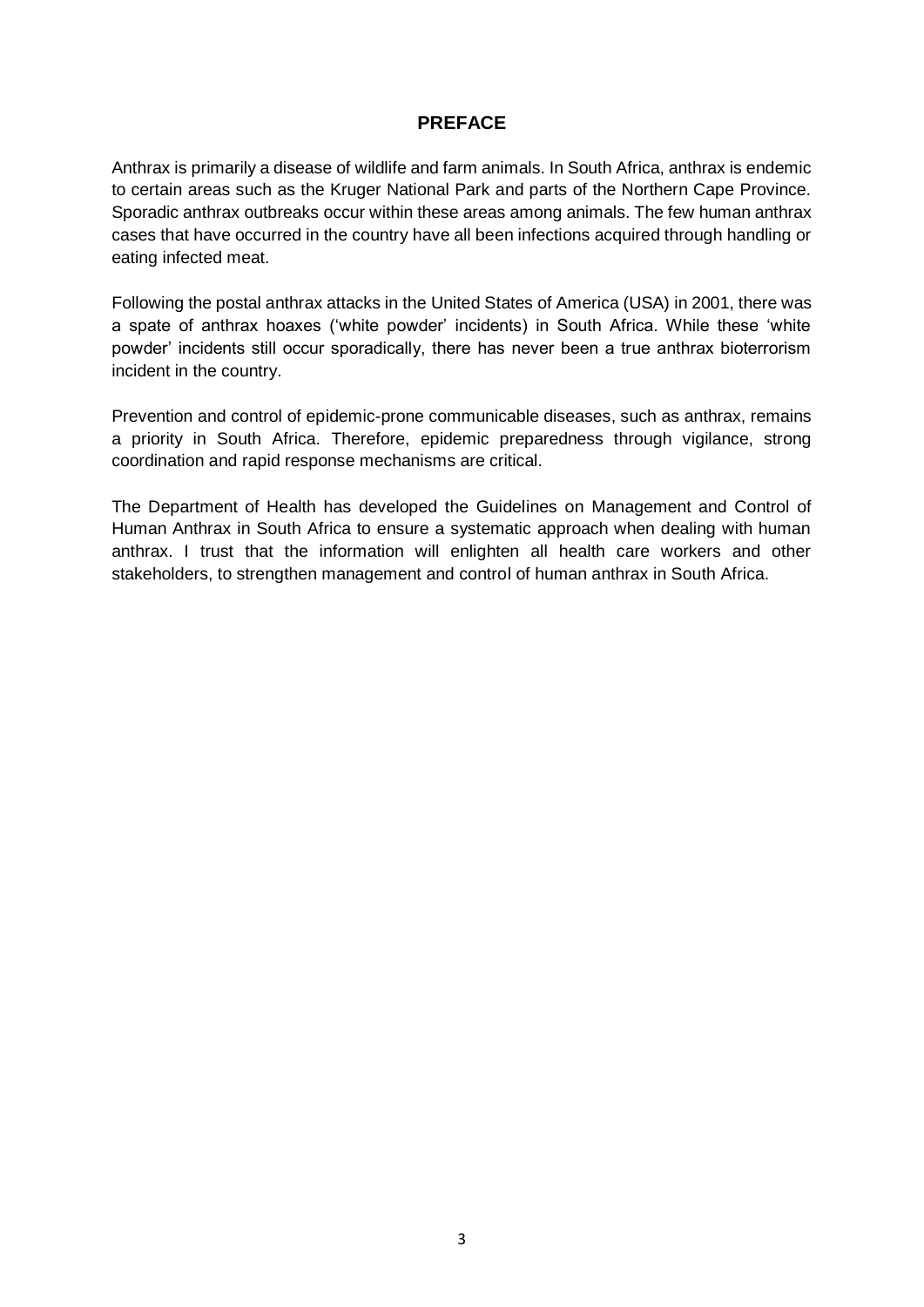## PREFACE

Anthrax is primarily a disease of wildlife and farm animals. In South Africa, anthrax is endemic to certain areas such as the Kruger National Park and parts of the Northern Cape Province. Sporadic anthrax outbreaks occur within these areas among animals. The few human anthrax cases that have occurred in the country have all been infections acquired through handling or eating infected meat.

Following the postal anthrax attacks in the United States of America (USA) in 2001, there was a spate of anthrax hoaxes ('white powder' incidents) in South Africa. While these 'white powder' incidents still occur sporadically, there has never been a true anthrax bioterrorism incident in the country.

Prevention and control of epidemic-prone communicable diseases, such as anthrax, remains a priority in South Africa. Therefore, epidemic preparedness through vigilance, strong coordination and rapid response mechanisms are critical.

The Department of Health has developed the Guidelines on Management and Control of Human Anthrax in South Africa to ensure a systematic approach when dealing with human anthrax. I trust that the information will enlighten all health care workers and other stakeholders, to strengthen management and control of human anthrax in South Africa.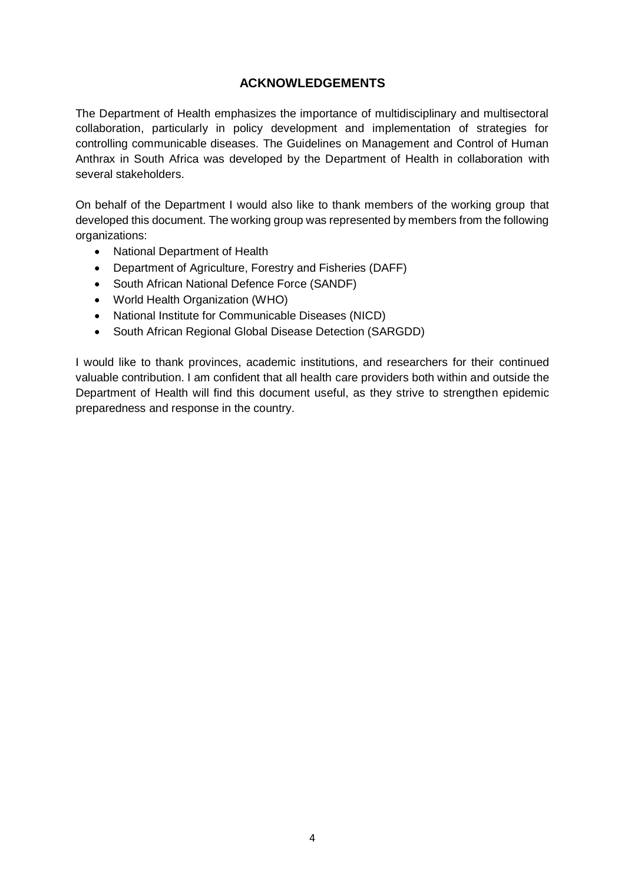## ACKNOWLEDGEMENTS

The Department of Health emphasizes the importance of multidisciplinary and multisectoral collaboration, particularly in policy development and implementation of strategies for controlling communicable diseases. The Guidelines on Management and Control of Human Anthrax in South Africa was developed by the Department of Health in collaboration with several stakeholders.

On behalf of the Department I would also like to thank members of the working group that developed this document. The working group was represented by members from the following organizations:

- National Department of Health
- Department of Agriculture, Forestry and Fisheries (DAFF)
- South African National Defence Force (SANDF)
- World Health Organization (WHO)
- National Institute for Communicable Diseases (NICD)
- South African Regional Global Disease Detection (SARGDD)

I would like to thank provinces, academic institutions, and researchers for their continued valuable contribution. I am confident that all health care providers both within and outside the Department of Health will find this document useful, as they strive to strengthen epidemic preparedness and response in the country.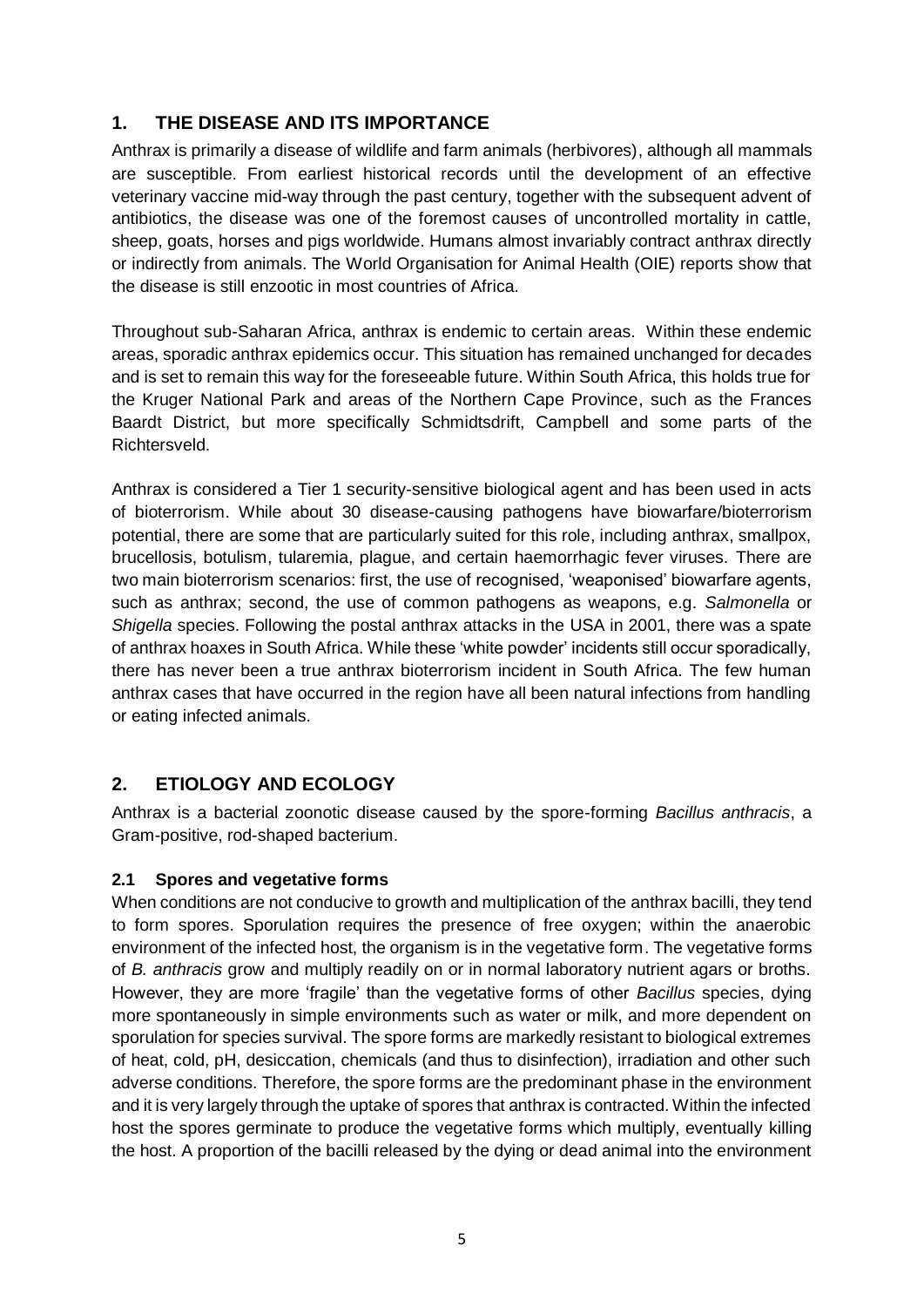## 1. THE DISEASE AND ITS IMPORTANCE

Anthrax is primarily a disease of wildlife and farm animals (herbivores), although all mammals are susceptible. From earliest historical records until the development of an effective veterinary vaccine mid-way through the past century, together with the subsequent advent of antibiotics, the disease was one of the foremost causes of uncontrolled mortality in cattle, sheep, goats, horses and pigs worldwide. Humans almost invariably contract anthrax directly or indirectly from animals. The World Organisation for Animal Health (OIE) reports show that the disease is still enzootic in most countries of Africa.

Throughout sub-Saharan Africa, anthrax is endemic to certain areas. Within these endemic areas, sporadic anthrax epidemics occur. This situation has remained unchanged for decades and is set to remain this way for the foreseeable future. Within South Africa, this holds true for the Kruger National Park and areas of the Northern Cape Province, such as the Frances Baardt District, but more specifically Schmidtsdrift, Campbell and some parts of the Richtersveld.

Anthrax is considered a Tier 1 security-sensitive biological agent and has been used in acts of bioterrorism. While about 30 disease-causing pathogens have biowarfare/bioterrorism potential, there are some that are particularly suited for this role, including anthrax, smallpox, brucellosis, botulism, tularemia, plague, and certain haemorrhagic fever viruses. There are two main bioterrorism scenarios: first, the use of recognised, 'weaponised' biowarfare agents, such as anthrax; second, the use of common pathogens as weapons, e.g. *Salmonella* or *Shigella* species. Following the postal anthrax attacks in the USA in 2001, there was a spate of anthrax hoaxes in South Africa. While these 'white powder' incidents still occur sporadically, there has never been a true anthrax bioterrorism incident in South Africa. The few human anthrax cases that have occurred in the region have all been natural infections from handling or eating infected animals.

## 2. ETIOLOGY AND ECOLOGY

Anthrax is a bacterial zoonotic disease caused by the spore-forming *Bacillus anthracis*, a Gram-positive, rod-shaped bacterium.

### 2.1 Spores and vegetative forms

When conditions are not conducive to growth and multiplication of the anthrax bacilli, they tend to form spores. Sporulation requires the presence of free oxygen; within the anaerobic environment of the infected host, the organism is in the vegetative form. The vegetative forms of *B. anthracis* grow and multiply readily on or in normal laboratory nutrient agars or broths. However, they are more 'fragile' than the vegetative forms of other *Bacillus* species, dying more spontaneously in simple environments such as water or milk, and more dependent on sporulation for species survival. The spore forms are markedly resistant to biological extremes of heat, cold, pH, desiccation, chemicals (and thus to disinfection), irradiation and other such adverse conditions. Therefore, the spore forms are the predominant phase in the environment and it is very largely through the uptake of spores that anthrax is contracted. Within the infected host the spores germinate to produce the vegetative forms which multiply, eventually killing the host. A proportion of the bacilli released by the dying or dead animal into the environment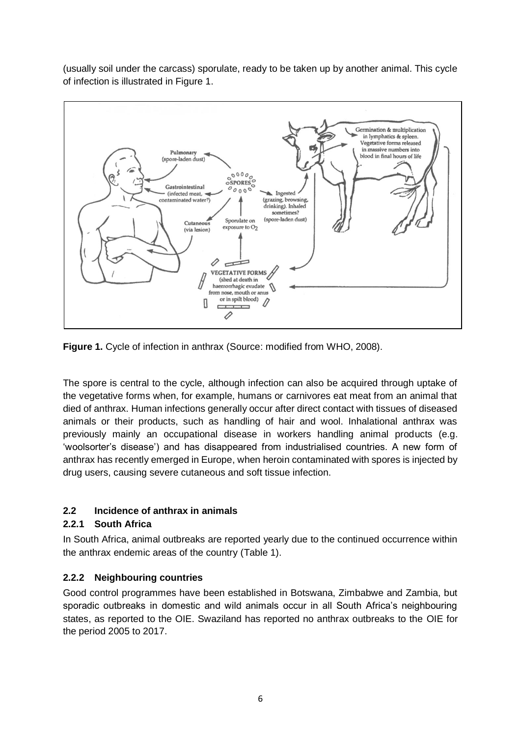(usually soil under the carcass) sporulate, ready to be taken up by another animal. This cycle of infection is illustrated in Figure 1.

**Figure 1.** Cycle of infection in anthrax (Source: modified from WHO, 2008).

The spore is central to the cycle, although infection can also be acquired through uptake of the vegetative forms when, for example, humans or carnivores eat meat from an animal that died of anthrax. Human infections generally occur after direct contact with tissues of diseased animals or their products, such as handling of hair and wool. Inhalational anthrax was previously mainly an occupational disease in workers handling animal products (e.g. 'woolsorter's disease') and has disappeared from industrialised countries. A new form of anthrax has recently emerged in Europe, when heroin contaminated with spores is injected by drug users, causing severe cutaneous and soft tissue infection.

### 2.2 Incidence of anthrax in animals

#### 2.2.1 South Africa

In South Africa, animal outbreaks are reported yearly due to the continued occurrence within the anthrax endemic areas of the country (Table 1).

#### 2.2.2 Neighbouring countries

Good control programmes have been established in Botswana, Zimbabwe and Zambia, but sporadic outbreaks in domestic and wild animals occur in all South Africa's neighbouring states, as reported to the OIE. Swaziland has reported no anthrax outbreaks to the OIE for the period 2005 to 2017.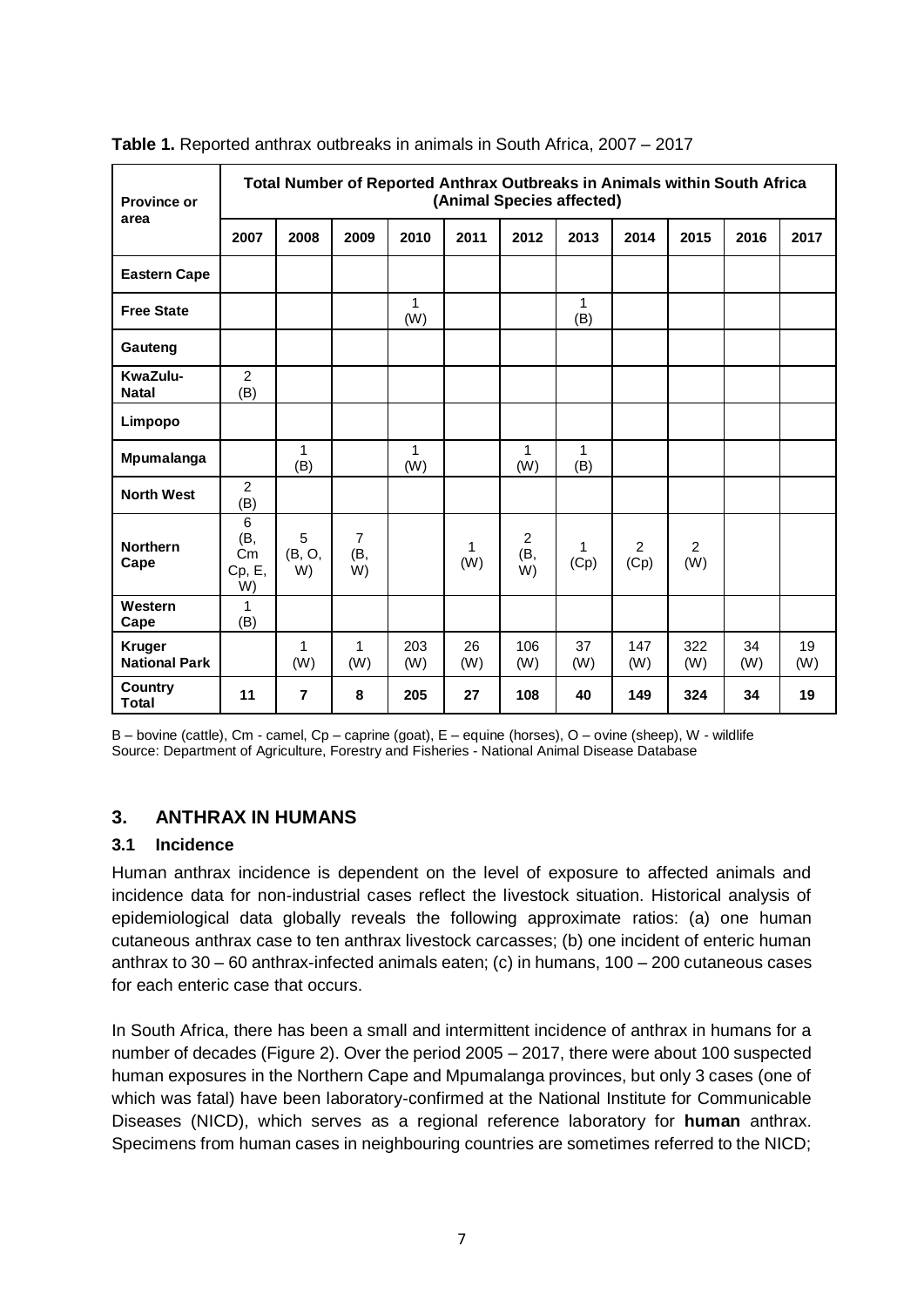**Table 1.** Reported anthrax outbreaks in animals in South Africa, 2007 – 2017

| Province or area | Total Number of Reported Anthrax Outbreaks in Animals within South Africa (Animal Species affected) | | | | | | | | | | |
|---|---|---|---|---|---|---|---|---|---|---|---|
| | 2007 | 2008 | 2009 | 2010 | 2011 | 2012 | 2013 | 2014 | 2015 | 2016 | 2017 |
| **Eastern Cape** | | | | | | | | | | | |
| **Free State** | | | | 1 (W) | | | 1 (B) | | | | |
| **Gauteng** | | | | | | | | | | | |
| **KwaZulu-Natal** | 2 (B) | | | | | | | | | | |
| **Limpopo** | | | | | | | | | | | |
| **Mpumalanga** | | 1 (B) | | 1 (W) | | 1 (W) | 1 (B) | | | | |
| **North West** | 2 (B) | | | | | | | | | | |
| **Northern Cape** | 6 (B, Cm Cp, E, W) | 5 (B, O, W) | 7 (B, W) | | 1 (W) | 2 (B, W) | 1 (Cp) | 2 (Cp) | 2 (W) | | |
| **Western Cape** | 1 (B) | | | | | | | | | | |
| **Kruger National Park** | | 1 (W) | 1 (W) | 203 (W) | 26 (W) | 106 (W) | 37 (W) | 147 (W) | 322 (W) | 34 (W) | 19 (W) |
| **Country Total** | **11** | **7** | **8** | **205** | **27** | **108** | **40** | **149** | **324** | **34** | **19** |

B – bovine (cattle), Cm - camel, Cp – caprine (goat), E – equine (horses), O – ovine (sheep), W - wildlife
Source: Department of Agriculture, Forestry and Fisheries - National Animal Disease Database

## 3. ANTHRAX IN HUMANS

### 3.1 Incidence

Human anthrax incidence is dependent on the level of exposure to affected animals and incidence data for non-industrial cases reflect the livestock situation. Historical analysis of epidemiological data globally reveals the following approximate ratios: (a) one human cutaneous anthrax case to ten anthrax livestock carcasses; (b) one incident of enteric human anthrax to 30 – 60 anthrax-infected animals eaten; (c) in humans, 100 – 200 cutaneous cases for each enteric case that occurs.

In South Africa, there has been a small and intermittent incidence of anthrax in humans for a number of decades (Figure 2). Over the period 2005 – 2017, there were about 100 suspected human exposures in the Northern Cape and Mpumalanga provinces, but only 3 cases (one of which was fatal) have been laboratory-confirmed at the National Institute for Communicable Diseases (NICD), which serves as a regional reference laboratory for **human** anthrax. Specimens from human cases in neighbouring countries are sometimes referred to the NICD;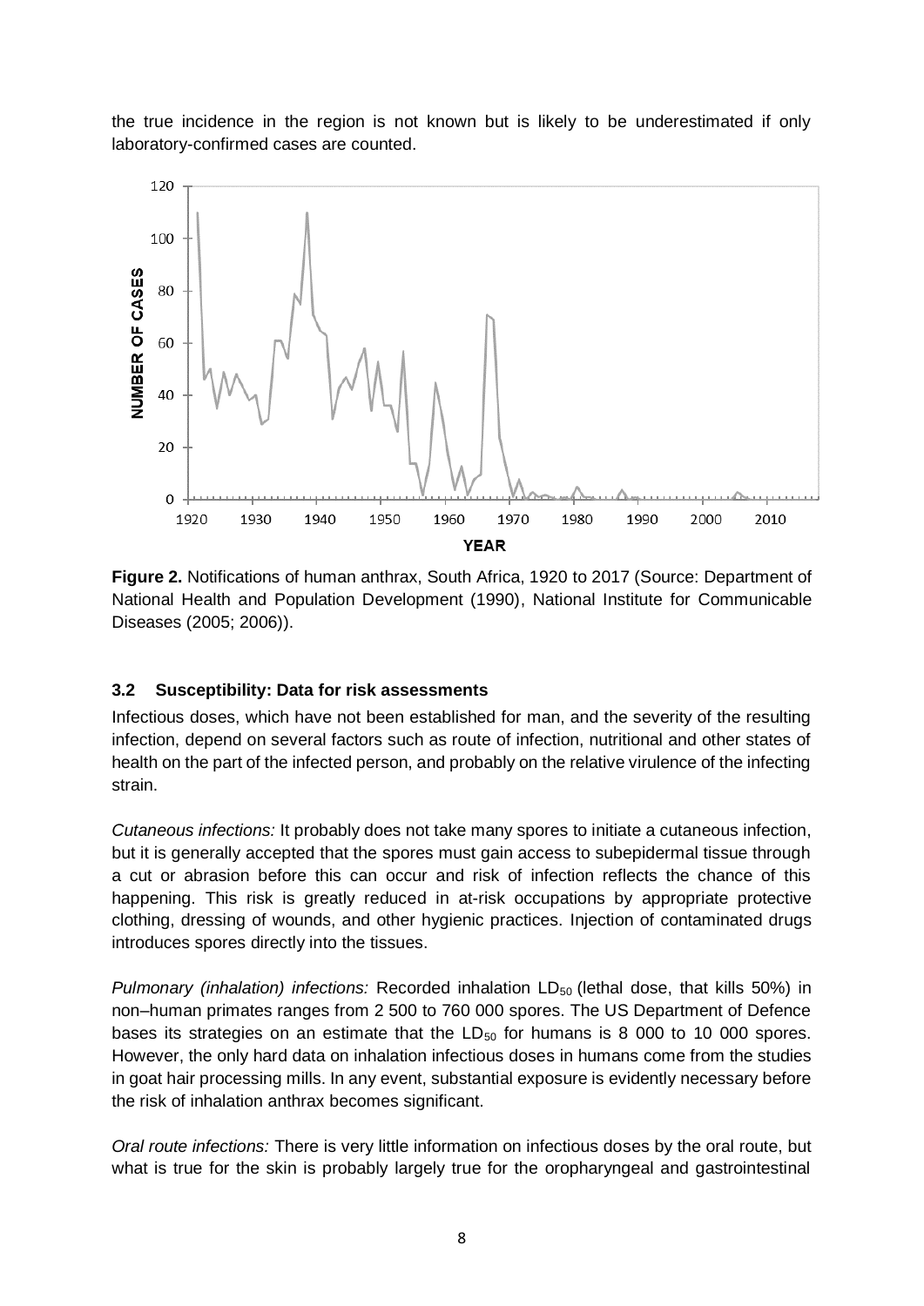the true incidence in the region is not known but is likely to be underestimated if only laboratory-confirmed cases are counted.

**Figure 2.** Notifications of human anthrax, South Africa, 1920 to 2017 (Source: Department of National Health and Population Development (1990), National Institute for Communicable Diseases (2005; 2006)).

### 3.2 Susceptibility: Data for risk assessments

Infectious doses, which have not been established for man, and the severity of the resulting infection, depend on several factors such as route of infection, nutritional and other states of health on the part of the infected person, and probably on the relative virulence of the infecting strain.

*Cutaneous infections:* It probably does not take many spores to initiate a cutaneous infection, but it is generally accepted that the spores must gain access to subepidermal tissue through a cut or abrasion before this can occur and risk of infection reflects the chance of this happening. This risk is greatly reduced in at-risk occupations by appropriate protective clothing, dressing of wounds, and other hygienic practices. Injection of contaminated drugs introduces spores directly into the tissues.

*Pulmonary (inhalation) infections:* Recorded inhalation $LD_{50}$ (lethal dose, that kills 50%) in non–human primates ranges from 2 500 to 760 000 spores. The US Department of Defence bases its strategies on an estimate that the $LD_{50}$ for humans is 8 000 to 10 000 spores. However, the only hard data on inhalation infectious doses in humans come from the studies in goat hair processing mills. In any event, substantial exposure is evidently necessary before the risk of inhalation anthrax becomes significant.

*Oral route infections:* There is very little information on infectious doses by the oral route, but what is true for the skin is probably largely true for the oropharyngeal and gastrointestinal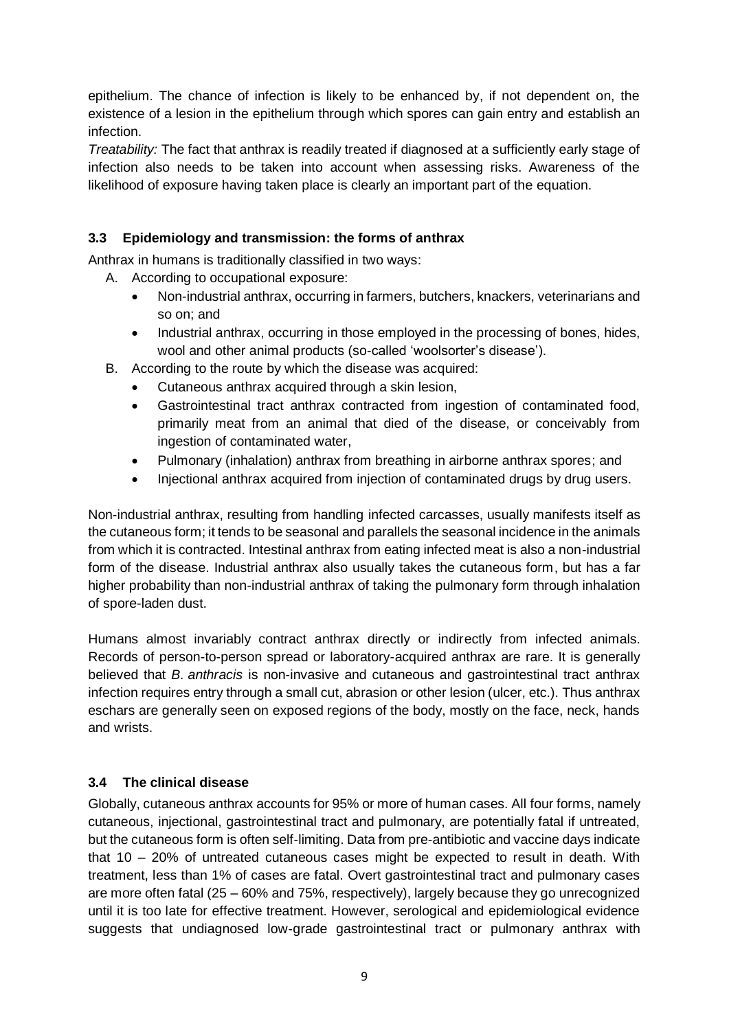epithelium. The chance of infection is likely to be enhanced by, if not dependent on, the existence of a lesion in the epithelium through which spores can gain entry and establish an infection.

*Treatability:* The fact that anthrax is readily treated if diagnosed at a sufficiently early stage of infection also needs to be taken into account when assessing risks. Awareness of the likelihood of exposure having taken place is clearly an important part of the equation.

### 3.3 Epidemiology and transmission: the forms of anthrax

Anthrax in humans is traditionally classified in two ways:

A. According to occupational exposure:
   - Non-industrial anthrax, occurring in farmers, butchers, knackers, veterinarians and so on; and
   - Industrial anthrax, occurring in those employed in the processing of bones, hides, wool and other animal products (so-called 'woolsorter's disease').
B. According to the route by which the disease was acquired:
   - Cutaneous anthrax acquired through a skin lesion,
   - Gastrointestinal tract anthrax contracted from ingestion of contaminated food, primarily meat from an animal that died of the disease, or conceivably from ingestion of contaminated water,
   - Pulmonary (inhalation) anthrax from breathing in airborne anthrax spores; and
   - Injectional anthrax acquired from injection of contaminated drugs by drug users.

Non-industrial anthrax, resulting from handling infected carcasses, usually manifests itself as the cutaneous form; it tends to be seasonal and parallels the seasonal incidence in the animals from which it is contracted. Intestinal anthrax from eating infected meat is also a non-industrial form of the disease. Industrial anthrax also usually takes the cutaneous form, but has a far higher probability than non-industrial anthrax of taking the pulmonary form through inhalation of spore-laden dust.

Humans almost invariably contract anthrax directly or indirectly from infected animals. Records of person-to-person spread or laboratory-acquired anthrax are rare. It is generally believed that *B. anthracis* is non-invasive and cutaneous and gastrointestinal tract anthrax infection requires entry through a small cut, abrasion or other lesion (ulcer, etc.). Thus anthrax eschars are generally seen on exposed regions of the body, mostly on the face, neck, hands and wrists.

### 3.4 The clinical disease

Globally, cutaneous anthrax accounts for 95% or more of human cases. All four forms, namely cutaneous, injectional, gastrointestinal tract and pulmonary, are potentially fatal if untreated, but the cutaneous form is often self-limiting. Data from pre-antibiotic and vaccine days indicate that 10 – 20% of untreated cutaneous cases might be expected to result in death. With treatment, less than 1% of cases are fatal. Overt gastrointestinal tract and pulmonary cases are more often fatal (25 – 60% and 75%, respectively), largely because they go unrecognized until it is too late for effective treatment. However, serological and epidemiological evidence suggests that undiagnosed low-grade gastrointestinal tract or pulmonary anthrax with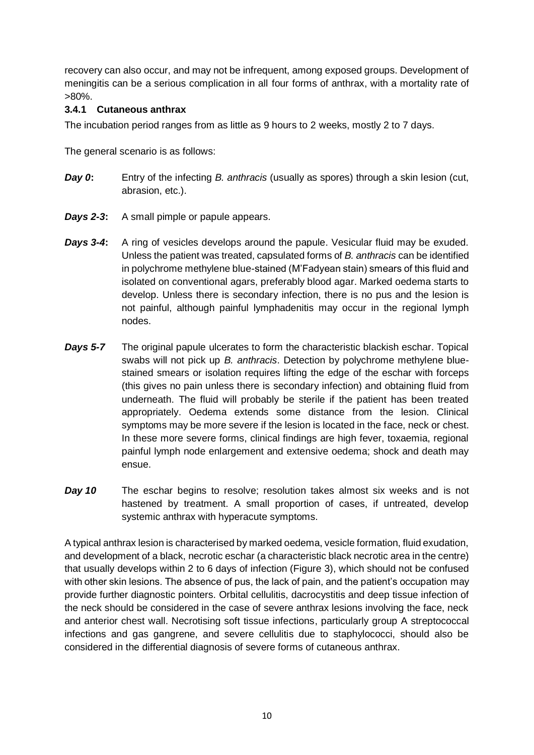recovery can also occur, and may not be infrequent, among exposed groups. Development of meningitis can be a serious complication in all four forms of anthrax, with a mortality rate of >80%.

### 3.4.1 Cutaneous anthrax

The incubation period ranges from as little as 9 hours to 2 weeks, mostly 2 to 7 days.

The general scenario is as follows:

***Day 0*:** Entry of the infecting *B. anthracis* (usually as spores) through a skin lesion (cut, abrasion, etc.).

***Days 2-3*:** A small pimple or papule appears.

***Days 3-4*:** A ring of vesicles develops around the papule. Vesicular fluid may be exuded. Unless the patient was treated, capsulated forms of *B. anthracis* can be identified in polychrome methylene blue-stained (M'Fadyean stain) smears of this fluid and isolated on conventional agars, preferably blood agar. Marked oedema starts to develop. Unless there is secondary infection, there is no pus and the lesion is not painful, although painful lymphadenitis may occur in the regional lymph nodes.

***Days 5-7*** The original papule ulcerates to form the characteristic blackish eschar. Topical swabs will not pick up *B. anthracis*. Detection by polychrome methylene blue-stained smears or isolation requires lifting the edge of the eschar with forceps (this gives no pain unless there is secondary infection) and obtaining fluid from underneath. The fluid will probably be sterile if the patient has been treated appropriately. Oedema extends some distance from the lesion. Clinical symptoms may be more severe if the lesion is located in the face, neck or chest. In these more severe forms, clinical findings are high fever, toxaemia, regional painful lymph node enlargement and extensive oedema; shock and death may ensue.

***Day 10*** The eschar begins to resolve; resolution takes almost six weeks and is not hastened by treatment. A small proportion of cases, if untreated, develop systemic anthrax with hyperacute symptoms.

A typical anthrax lesion is characterised by marked oedema, vesicle formation, fluid exudation, and development of a black, necrotic eschar (a characteristic black necrotic area in the centre) that usually develops within 2 to 6 days of infection (Figure 3), which should not be confused with other skin lesions. The absence of pus, the lack of pain, and the patient's occupation may provide further diagnostic pointers. Orbital cellulitis, dacrocystitis and deep tissue infection of the neck should be considered in the case of severe anthrax lesions involving the face, neck and anterior chest wall. Necrotising soft tissue infections, particularly group A streptococcal infections and gas gangrene, and severe cellulitis due to staphylococci, should also be considered in the differential diagnosis of severe forms of cutaneous anthrax.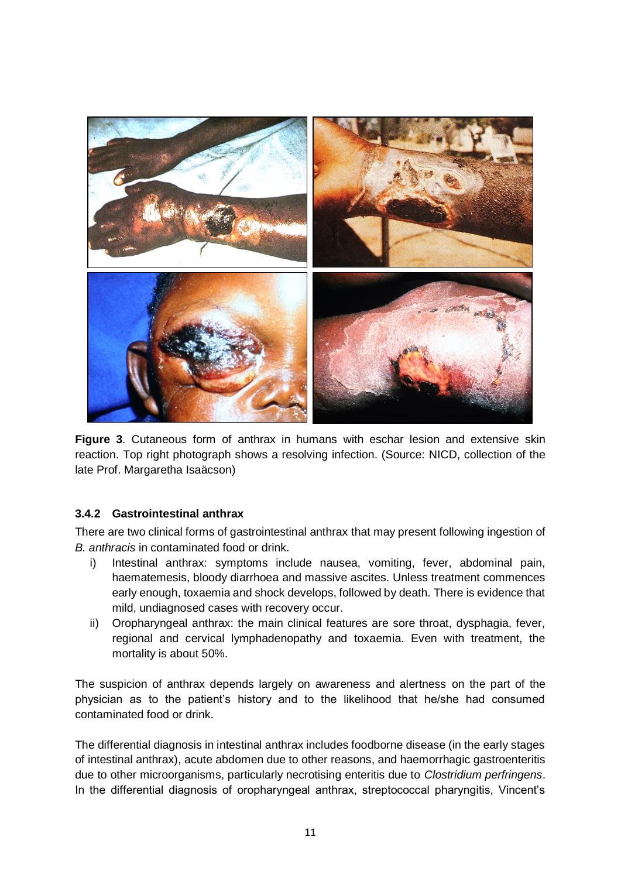**Figure 3**. Cutaneous form of anthrax in humans with eschar lesion and extensive skin reaction. Top right photograph shows a resolving infection. (Source: NICD, collection of the late Prof. Margaretha Isaäcson)

### 3.4.2 Gastrointestinal anthrax

There are two clinical forms of gastrointestinal anthrax that may present following ingestion of *B. anthracis* in contaminated food or drink.

i) Intestinal anthrax: symptoms include nausea, vomiting, fever, abdominal pain, haematemesis, bloody diarrhoea and massive ascites. Unless treatment commences early enough, toxaemia and shock develops, followed by death. There is evidence that mild, undiagnosed cases with recovery occur.
ii) Oropharyngeal anthrax: the main clinical features are sore throat, dysphagia, fever, regional and cervical lymphadenopathy and toxaemia. Even with treatment, the mortality is about 50%.

The suspicion of anthrax depends largely on awareness and alertness on the part of the physician as to the patient's history and to the likelihood that he/she had consumed contaminated food or drink.

The differential diagnosis in intestinal anthrax includes foodborne disease (in the early stages of intestinal anthrax), acute abdomen due to other reasons, and haemorrhagic gastroenteritis due to other microorganisms, particularly necrotising enteritis due to *Clostridium perfringens*. In the differential diagnosis of oropharyngeal anthrax, streptococcal pharyngitis, Vincent's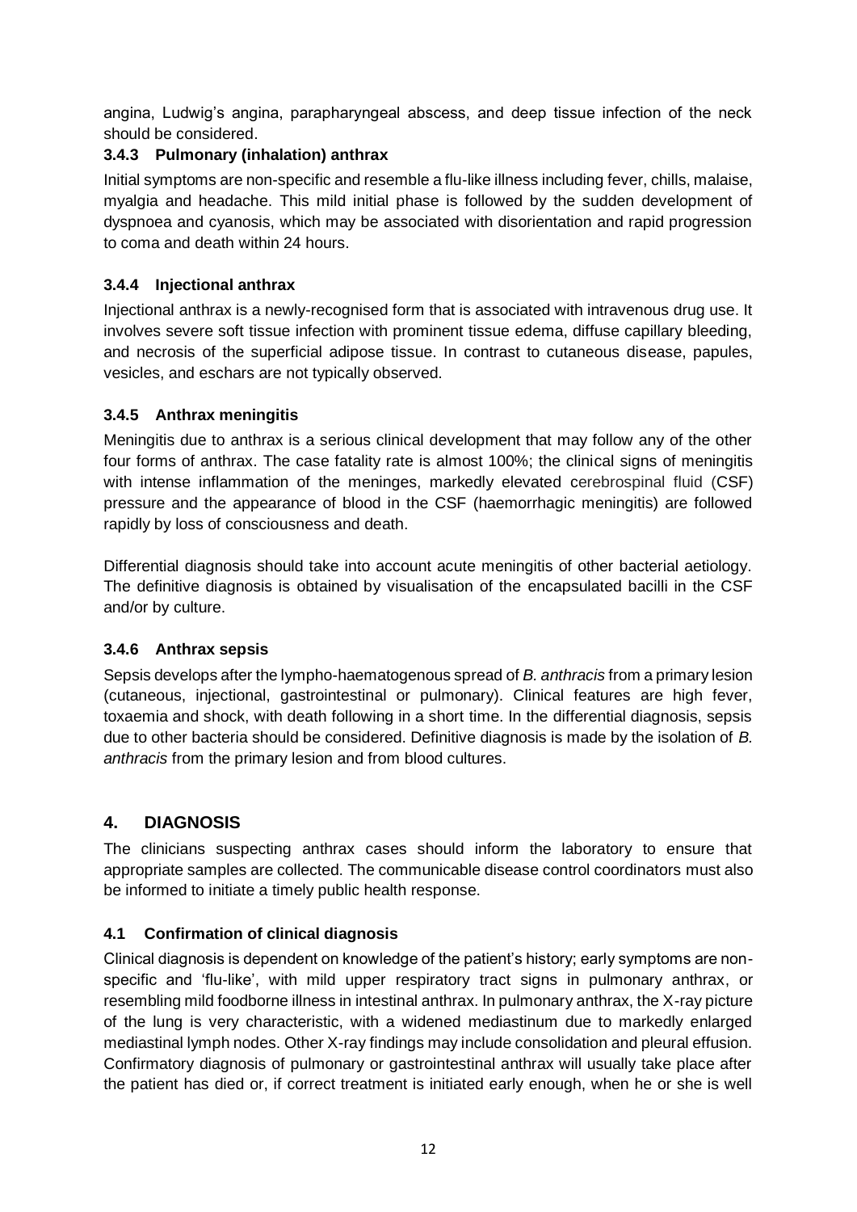angina, Ludwig's angina, parapharyngeal abscess, and deep tissue infection of the neck should be considered.

### 3.4.3 Pulmonary (inhalation) anthrax

Initial symptoms are non-specific and resemble a flu-like illness including fever, chills, malaise, myalgia and headache. This mild initial phase is followed by the sudden development of dyspnoea and cyanosis, which may be associated with disorientation and rapid progression to coma and death within 24 hours.

### 3.4.4 Injectional anthrax

Injectional anthrax is a newly-recognised form that is associated with intravenous drug use. It involves severe soft tissue infection with prominent tissue edema, diffuse capillary bleeding, and necrosis of the superficial adipose tissue. In contrast to cutaneous disease, papules, vesicles, and eschars are not typically observed.

### 3.4.5 Anthrax meningitis

Meningitis due to anthrax is a serious clinical development that may follow any of the other four forms of anthrax. The case fatality rate is almost 100%; the clinical signs of meningitis with intense inflammation of the meninges, markedly elevated cerebrospinal fluid (CSF) pressure and the appearance of blood in the CSF (haemorrhagic meningitis) are followed rapidly by loss of consciousness and death.

Differential diagnosis should take into account acute meningitis of other bacterial aetiology. The definitive diagnosis is obtained by visualisation of the encapsulated bacilli in the CSF and/or by culture.

### 3.4.6 Anthrax sepsis

Sepsis develops after the lympho-haematogenous spread of *B. anthracis* from a primary lesion (cutaneous, injectional, gastrointestinal or pulmonary). Clinical features are high fever, toxaemia and shock, with death following in a short time. In the differential diagnosis, sepsis due to other bacteria should be considered. Definitive diagnosis is made by the isolation of *B. anthracis* from the primary lesion and from blood cultures.

## 4. DIAGNOSIS

The clinicians suspecting anthrax cases should inform the laboratory to ensure that appropriate samples are collected. The communicable disease control coordinators must also be informed to initiate a timely public health response.

### 4.1 Confirmation of clinical diagnosis

Clinical diagnosis is dependent on knowledge of the patient's history; early symptoms are non-specific and 'flu-like', with mild upper respiratory tract signs in pulmonary anthrax, or resembling mild foodborne illness in intestinal anthrax. In pulmonary anthrax, the X-ray picture of the lung is very characteristic, with a widened mediastinum due to markedly enlarged mediastinal lymph nodes. Other X-ray findings may include consolidation and pleural effusion. Confirmatory diagnosis of pulmonary or gastrointestinal anthrax will usually take place after the patient has died or, if correct treatment is initiated early enough, when he or she is well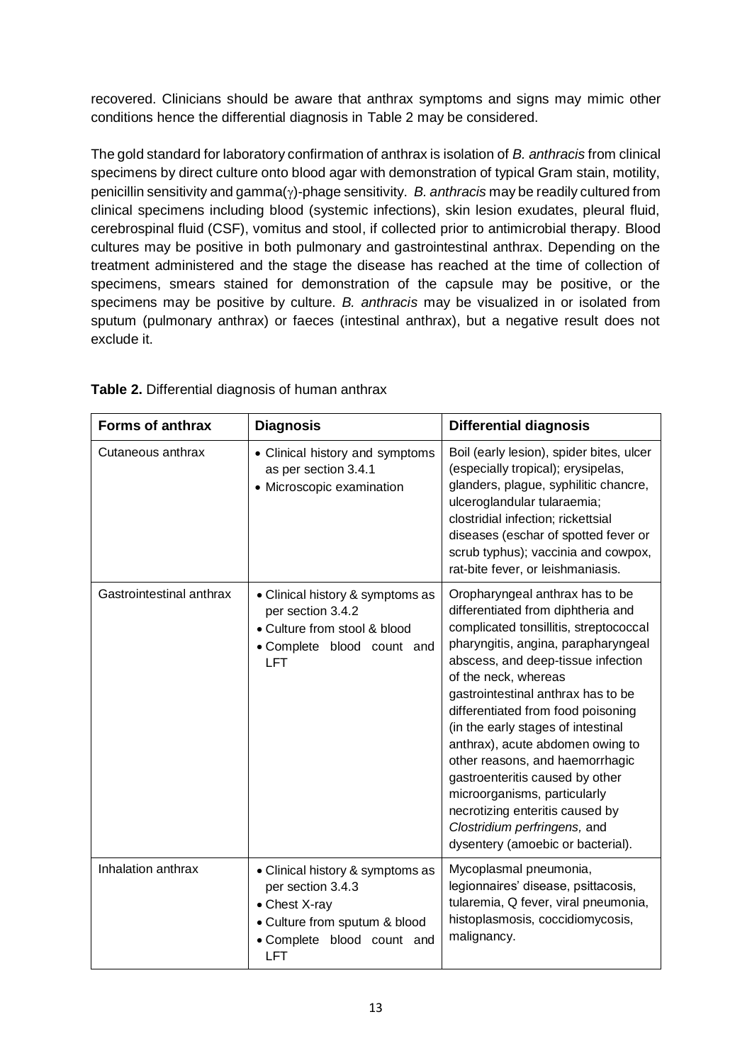recovered. Clinicians should be aware that anthrax symptoms and signs may mimic other conditions hence the differential diagnosis in Table 2 may be considered.

The gold standard for laboratory confirmation of anthrax is isolation of *B. anthracis* from clinical specimens by direct culture onto blood agar with demonstration of typical Gram stain, motility, penicillin sensitivity and gamma($\gamma$)-phage sensitivity. *B. anthracis* may be readily cultured from clinical specimens including blood (systemic infections), skin lesion exudates, pleural fluid, cerebrospinal fluid (CSF), vomitus and stool, if collected prior to antimicrobial therapy. Blood cultures may be positive in both pulmonary and gastrointestinal anthrax. Depending on the treatment administered and the stage the disease has reached at the time of collection of specimens, smears stained for demonstration of the capsule may be positive, or the specimens may be positive by culture. *B. anthracis* may be visualized in or isolated from sputum (pulmonary anthrax) or faeces (intestinal anthrax), but a negative result does not exclude it.

**Table 2.** Differential diagnosis of human anthrax

| Forms of anthrax | Diagnosis | Differential diagnosis |
|---|---|---|
| Cutaneous anthrax | • Clinical history and symptoms as per section 3.4.1<br>• Microscopic examination | Boil (early lesion), spider bites, ulcer (especially tropical); erysipelas, glanders, plague, syphilitic chancre, ulceroglandular tularaemia; clostridial infection; rickettsial diseases (eschar of spotted fever or scrub typhus); vaccinia and cowpox, rat-bite fever, or leishmaniasis. |
| Gastrointestinal anthrax | • Clinical history & symptoms as per section 3.4.2<br>• Culture from stool & blood<br>• Complete blood count and LFT | Oropharyngeal anthrax has to be differentiated from diphtheria and complicated tonsillitis, streptococcal pharyngitis, angina, parapharyngeal abscess, and deep-tissue infection of the neck, whereas gastrointestinal anthrax has to be differentiated from food poisoning (in the early stages of intestinal anthrax), acute abdomen owing to other reasons, and haemorrhagic gastroenteritis caused by other microorganisms, particularly necrotizing enteritis caused by *Clostridium perfringens,* and dysentery (amoebic or bacterial). |
| Inhalation anthrax | • Clinical history & symptoms as per section 3.4.3<br>• Chest X-ray<br>• Culture from sputum & blood<br>• Complete blood count and LFT | Mycoplasmal pneumonia, legionnaires' disease, psittacosis, tularemia, Q fever, viral pneumonia, histoplasmosis, coccidiomycosis, malignancy. |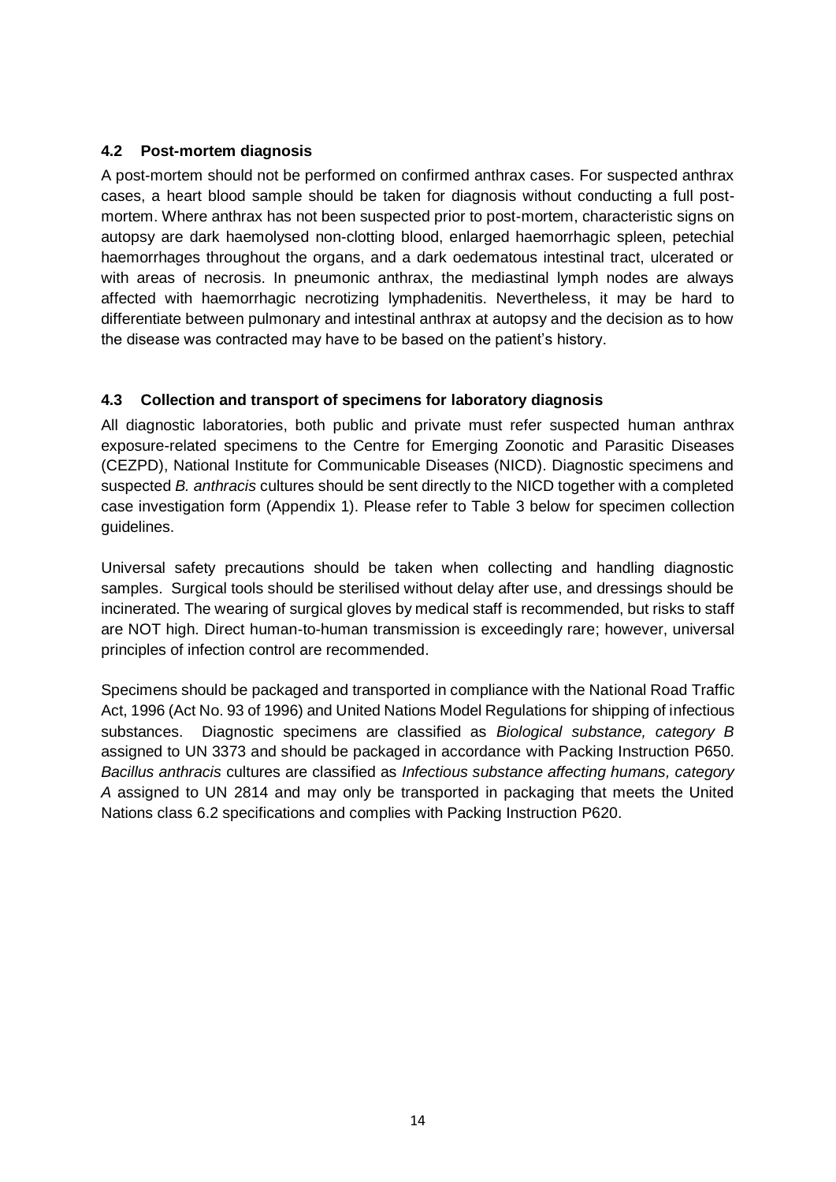### 4.2 Post-mortem diagnosis

A post-mortem should not be performed on confirmed anthrax cases. For suspected anthrax cases, a heart blood sample should be taken for diagnosis without conducting a full post-mortem. Where anthrax has not been suspected prior to post-mortem, characteristic signs on autopsy are dark haemolysed non-clotting blood, enlarged haemorrhagic spleen, petechial haemorrhages throughout the organs, and a dark oedematous intestinal tract, ulcerated or with areas of necrosis. In pneumonic anthrax, the mediastinal lymph nodes are always affected with haemorrhagic necrotizing lymphadenitis. Nevertheless, it may be hard to differentiate between pulmonary and intestinal anthrax at autopsy and the decision as to how the disease was contracted may have to be based on the patient's history.

### 4.3 Collection and transport of specimens for laboratory diagnosis

All diagnostic laboratories, both public and private must refer suspected human anthrax exposure-related specimens to the Centre for Emerging Zoonotic and Parasitic Diseases (CEZPD), National Institute for Communicable Diseases (NICD). Diagnostic specimens and suspected *B. anthracis* cultures should be sent directly to the NICD together with a completed case investigation form (Appendix 1). Please refer to Table 3 below for specimen collection guidelines.

Universal safety precautions should be taken when collecting and handling diagnostic samples. Surgical tools should be sterilised without delay after use, and dressings should be incinerated. The wearing of surgical gloves by medical staff is recommended, but risks to staff are NOT high. Direct human-to-human transmission is exceedingly rare; however, universal principles of infection control are recommended.

Specimens should be packaged and transported in compliance with the National Road Traffic Act, 1996 (Act No. 93 of 1996) and United Nations Model Regulations for shipping of infectious substances. Diagnostic specimens are classified as *Biological substance, category B* assigned to UN 3373 and should be packaged in accordance with Packing Instruction P650. *Bacillus anthracis* cultures are classified as *Infectious substance affecting humans, category A* assigned to UN 2814 and may only be transported in packaging that meets the United Nations class 6.2 specifications and complies with Packing Instruction P620.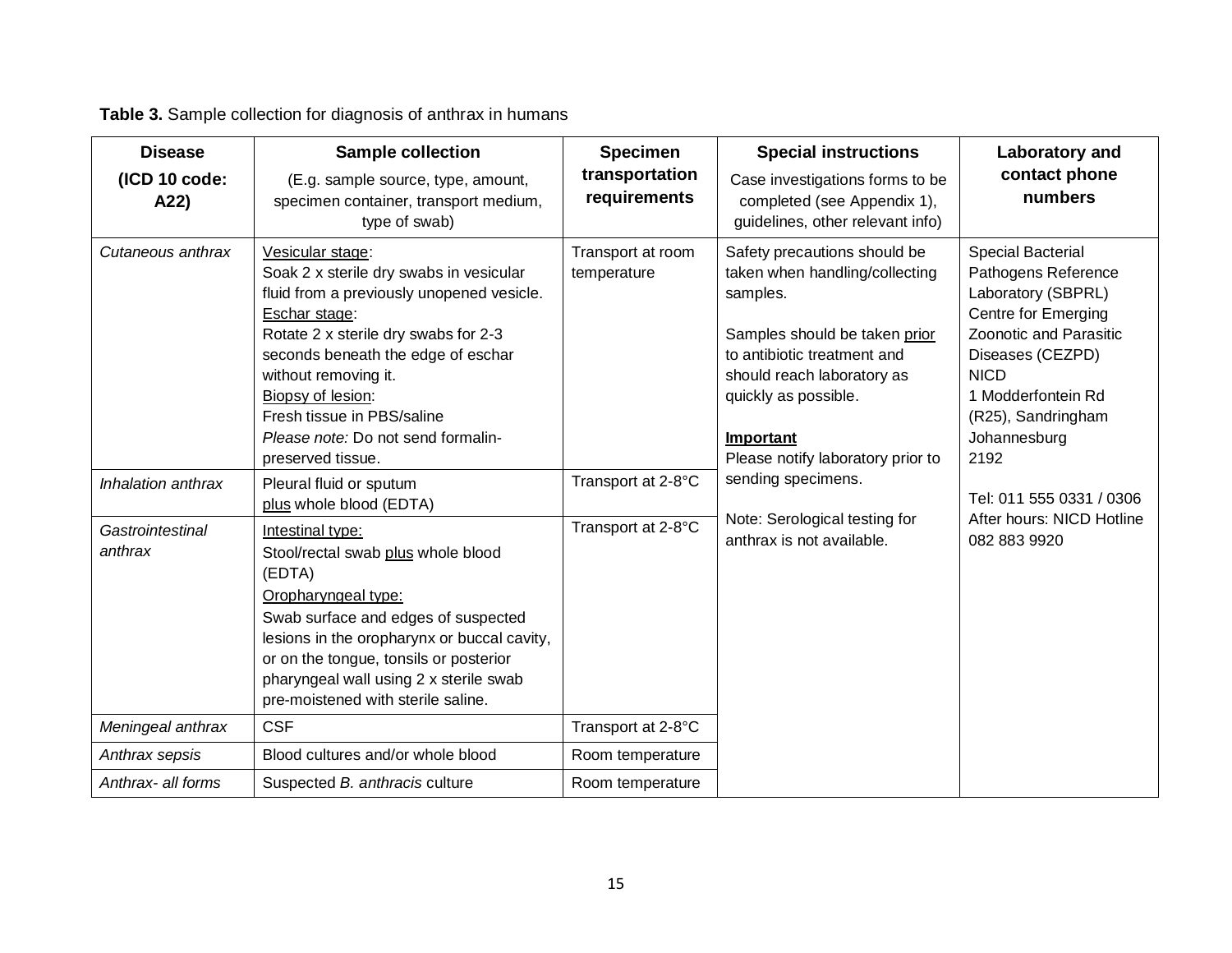**Table 3.** Sample collection for diagnosis of anthrax in humans

| **Disease** **(ICD 10 code: A22)** | **Sample collection** (E.g. sample source, type, amount, specimen container, transport medium, type of swab) | **Specimen transportation requirements** | **Special instructions** Case investigations forms to be completed (see Appendix 1), guidelines, other relevant info) | **Laboratory and contact phone numbers** |
|---|---|---|---|---|
| *Cutaneous anthrax* | Vesicular stage: Soak 2 x sterile dry swabs in vesicular fluid from a previously unopened vesicle. Eschar stage: Rotate 2 x sterile dry swabs for 2-3 seconds beneath the edge of eschar without removing it. Biopsy of lesion: Fresh tissue in PBS/saline *Please note:* Do not send formalin-preserved tissue. | Transport at room temperature | Safety precautions should be taken when handling/collecting samples. Samples should be taken prior to antibiotic treatment and should reach laboratory as quickly as possible. **Important** Please notify laboratory prior to sending specimens. Note: Serological testing for anthrax is not available. | Special Bacterial Pathogens Reference Laboratory (SBPRL) Centre for Emerging Zoonotic and Parasitic Diseases (CEZPD) NICD 1 Modderfontein Rd (R25), Sandringham Johannesburg 2192 Tel: 011 555 0331 / 0306 After hours: NICD Hotline 082 883 9920 |
| *Inhalation anthrax* | Pleural fluid or sputum plus whole blood (EDTA) | Transport at 2-8°C | | |
| *Gastrointestinal anthrax* | Intestinal type: Stool/rectal swab plus whole blood (EDTA) Oropharyngeal type: Swab surface and edges of suspected lesions in the oropharynx or buccal cavity, or on the tongue, tonsils or posterior pharyngeal wall using 2 x sterile swab pre-moistened with sterile saline. | Transport at 2-8°C | | |
| *Meningeal anthrax* | CSF | Transport at 2-8°C | | |
| *Anthrax sepsis* | Blood cultures and/or whole blood | Room temperature | | |
| *Anthrax- all forms* | Suspected *B. anthracis* culture | Room temperature | | |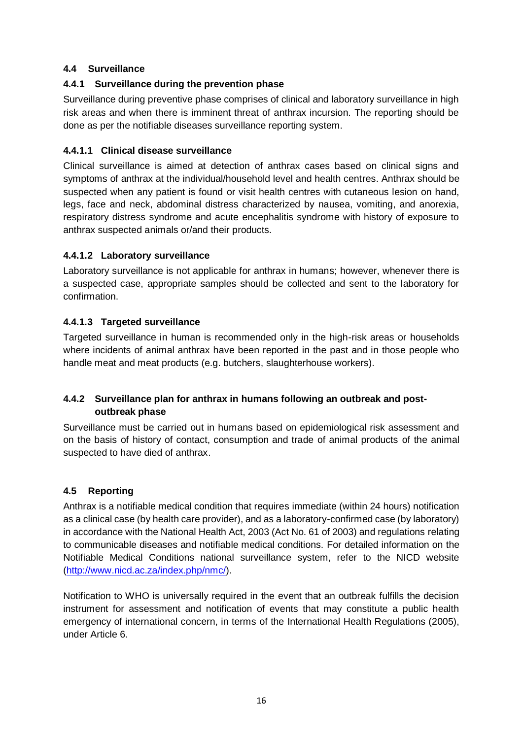### 4.4 Surveillance

#### 4.4.1 Surveillance during the prevention phase

Surveillance during preventive phase comprises of clinical and laboratory surveillance in high risk areas and when there is imminent threat of anthrax incursion. The reporting should be done as per the notifiable diseases surveillance reporting system.

##### 4.4.1.1 Clinical disease surveillance

Clinical surveillance is aimed at detection of anthrax cases based on clinical signs and symptoms of anthrax at the individual/household level and health centres. Anthrax should be suspected when any patient is found or visit health centres with cutaneous lesion on hand, legs, face and neck, abdominal distress characterized by nausea, vomiting, and anorexia, respiratory distress syndrome and acute encephalitis syndrome with history of exposure to anthrax suspected animals or/and their products.

##### 4.4.1.2 Laboratory surveillance

Laboratory surveillance is not applicable for anthrax in humans; however, whenever there is a suspected case, appropriate samples should be collected and sent to the laboratory for confirmation.

##### 4.4.1.3 Targeted surveillance

Targeted surveillance in human is recommended only in the high-risk areas or households where incidents of animal anthrax have been reported in the past and in those people who handle meat and meat products (e.g. butchers, slaughterhouse workers).

#### 4.4.2 Surveillance plan for anthrax in humans following an outbreak and post-outbreak phase

Surveillance must be carried out in humans based on epidemiological risk assessment and on the basis of history of contact, consumption and trade of animal products of the animal suspected to have died of anthrax.

### 4.5 Reporting

Anthrax is a notifiable medical condition that requires immediate (within 24 hours) notification as a clinical case (by health care provider), and as a laboratory-confirmed case (by laboratory) in accordance with the National Health Act, 2003 (Act No. 61 of 2003) and regulations relating to communicable diseases and notifiable medical conditions. For detailed information on the Notifiable Medical Conditions national surveillance system, refer to the NICD website (http://www.nicd.ac.za/index.php/nmc/).

Notification to WHO is universally required in the event that an outbreak fulfills the decision instrument for assessment and notification of events that may constitute a public health emergency of international concern, in terms of the International Health Regulations (2005), under Article 6.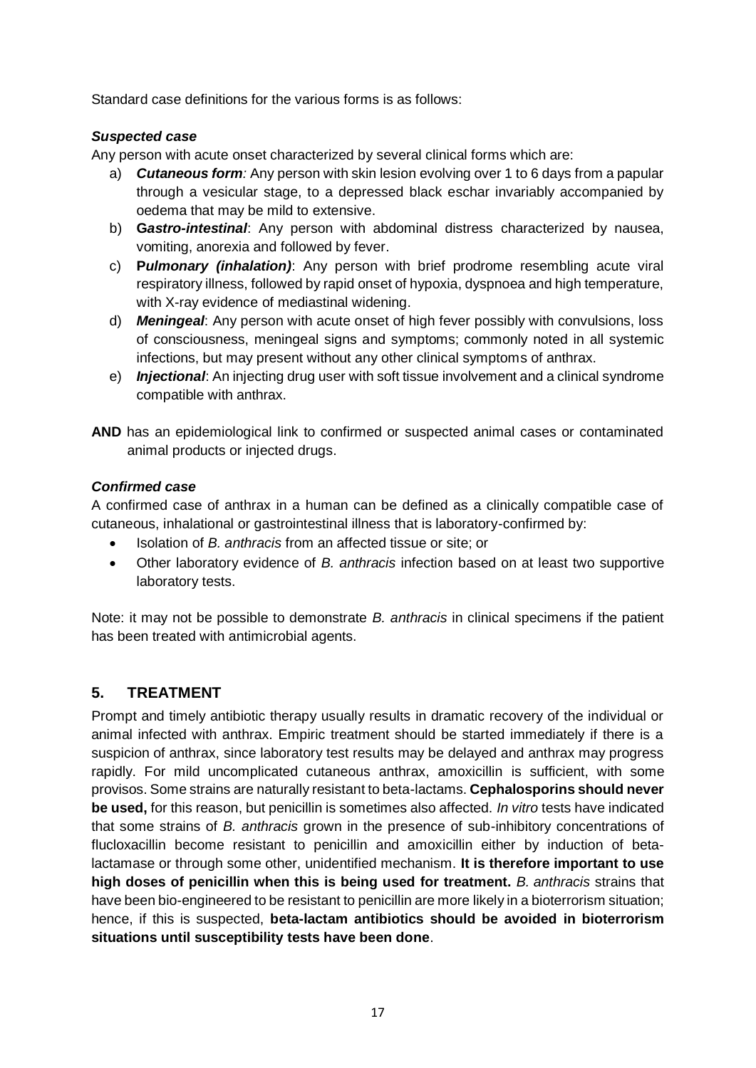Standard case definitions for the various forms is as follows:

***Suspected case***

Any person with acute onset characterized by several clinical forms which are:

a) ***Cutaneous form****:* Any person with skin lesion evolving over 1 to 6 days from a papular through a vesicular stage, to a depressed black eschar invariably accompanied by oedema that may be mild to extensive.
b) **G*astro-intestinal***: Any person with abdominal distress characterized by nausea, vomiting, anorexia and followed by fever.
c) **P*ulmonary (inhalation)***: Any person with brief prodrome resembling acute viral respiratory illness, followed by rapid onset of hypoxia, dyspnoea and high temperature, with X-ray evidence of mediastinal widening.
d) ***Meningeal***: Any person with acute onset of high fever possibly with convulsions, loss of consciousness, meningeal signs and symptoms; commonly noted in all systemic infections, but may present without any other clinical symptoms of anthrax.
e) ***Injectional***: An injecting drug user with soft tissue involvement and a clinical syndrome compatible with anthrax.

**AND** has an epidemiological link to confirmed or suspected animal cases or contaminated animal products or injected drugs.

***Confirmed case***

A confirmed case of anthrax in a human can be defined as a clinically compatible case of cutaneous, inhalational or gastrointestinal illness that is laboratory-confirmed by:

- Isolation of *B. anthracis* from an affected tissue or site; or
- Other laboratory evidence of *B. anthracis* infection based on at least two supportive laboratory tests.

Note: it may not be possible to demonstrate *B. anthracis* in clinical specimens if the patient has been treated with antimicrobial agents.

## 5. TREATMENT

Prompt and timely antibiotic therapy usually results in dramatic recovery of the individual or animal infected with anthrax. Empiric treatment should be started immediately if there is a suspicion of anthrax, since laboratory test results may be delayed and anthrax may progress rapidly. For mild uncomplicated cutaneous anthrax, amoxicillin is sufficient, with some provisos. Some strains are naturally resistant to beta-lactams. **Cephalosporins should never be used,** for this reason, but penicillin is sometimes also affected. *In vitro* tests have indicated that some strains of *B. anthracis* grown in the presence of sub-inhibitory concentrations of flucloxacillin become resistant to penicillin and amoxicillin either by induction of beta-lactamase or through some other, unidentified mechanism. **It is therefore important to use high doses of penicillin when this is being used for treatment.** *B. anthracis* strains that have been bio-engineered to be resistant to penicillin are more likely in a bioterrorism situation; hence, if this is suspected, **beta-lactam antibiotics should be avoided in bioterrorism situations until susceptibility tests have been done**.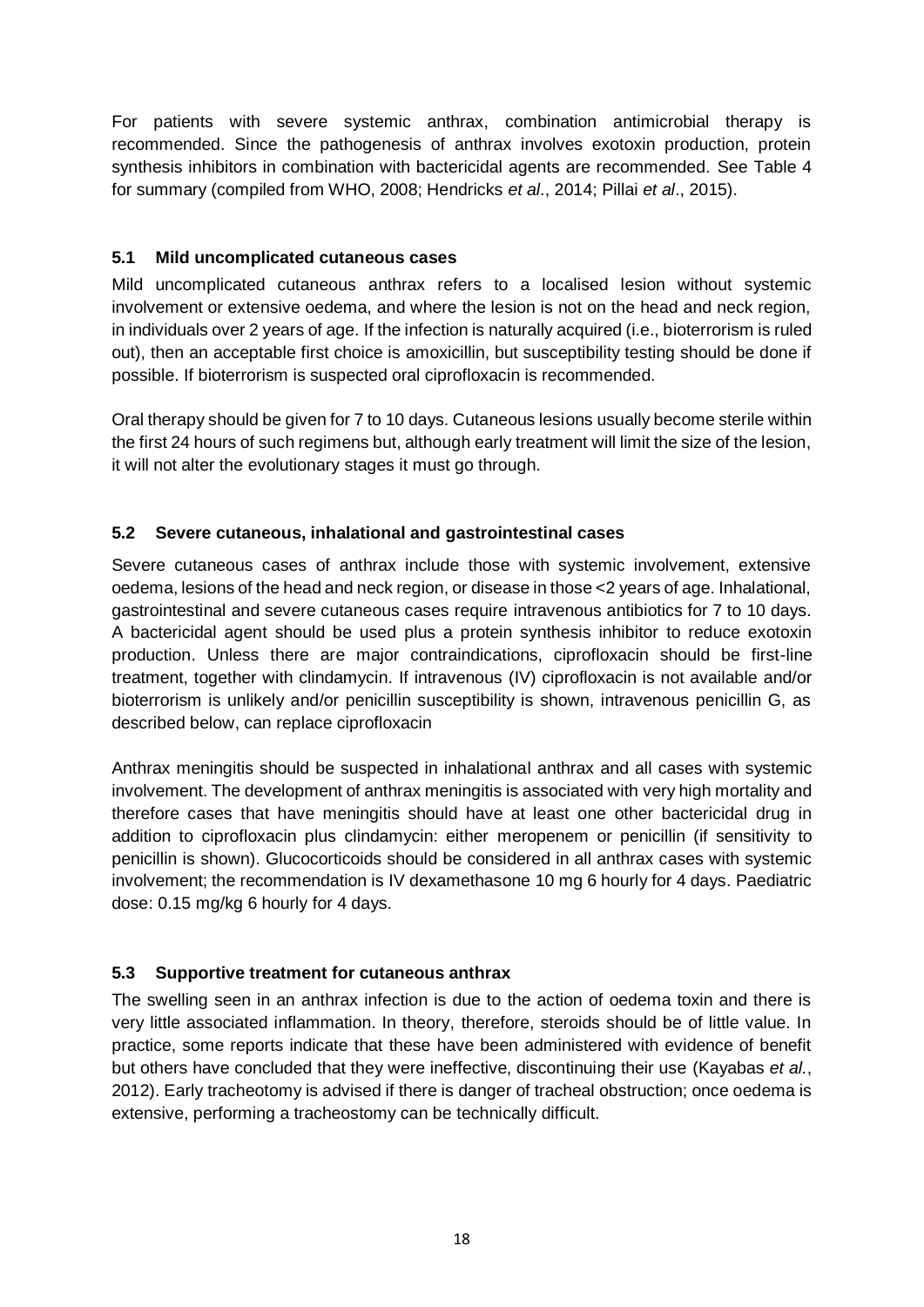For patients with severe systemic anthrax, combination antimicrobial therapy is recommended. Since the pathogenesis of anthrax involves exotoxin production, protein synthesis inhibitors in combination with bactericidal agents are recommended. See Table 4 for summary (compiled from WHO, 2008; Hendricks *et al*., 2014; Pillai *et al*., 2015).

### 5.1 Mild uncomplicated cutaneous cases

Mild uncomplicated cutaneous anthrax refers to a localised lesion without systemic involvement or extensive oedema, and where the lesion is not on the head and neck region, in individuals over 2 years of age. If the infection is naturally acquired (i.e., bioterrorism is ruled out), then an acceptable first choice is amoxicillin, but susceptibility testing should be done if possible. If bioterrorism is suspected oral ciprofloxacin is recommended.

Oral therapy should be given for 7 to 10 days. Cutaneous lesions usually become sterile within the first 24 hours of such regimens but, although early treatment will limit the size of the lesion, it will not alter the evolutionary stages it must go through.

### 5.2 Severe cutaneous, inhalational and gastrointestinal cases

Severe cutaneous cases of anthrax include those with systemic involvement, extensive oedema, lesions of the head and neck region, or disease in those <2 years of age. Inhalational, gastrointestinal and severe cutaneous cases require intravenous antibiotics for 7 to 10 days. A bactericidal agent should be used plus a protein synthesis inhibitor to reduce exotoxin production. Unless there are major contraindications, ciprofloxacin should be first-line treatment, together with clindamycin. If intravenous (IV) ciprofloxacin is not available and/or bioterrorism is unlikely and/or penicillin susceptibility is shown, intravenous penicillin G, as described below, can replace ciprofloxacin

Anthrax meningitis should be suspected in inhalational anthrax and all cases with systemic involvement. The development of anthrax meningitis is associated with very high mortality and therefore cases that have meningitis should have at least one other bactericidal drug in addition to ciprofloxacin plus clindamycin: either meropenem or penicillin (if sensitivity to penicillin is shown). Glucocorticoids should be considered in all anthrax cases with systemic involvement; the recommendation is IV dexamethasone 10 mg 6 hourly for 4 days. Paediatric dose: 0.15 mg/kg 6 hourly for 4 days.

### 5.3 Supportive treatment for cutaneous anthrax

The swelling seen in an anthrax infection is due to the action of oedema toxin and there is very little associated inflammation. In theory, therefore, steroids should be of little value. In practice, some reports indicate that these have been administered with evidence of benefit but others have concluded that they were ineffective, discontinuing their use (Kayabas *et al.*, 2012). Early tracheotomy is advised if there is danger of tracheal obstruction; once oedema is extensive, performing a tracheostomy can be technically difficult.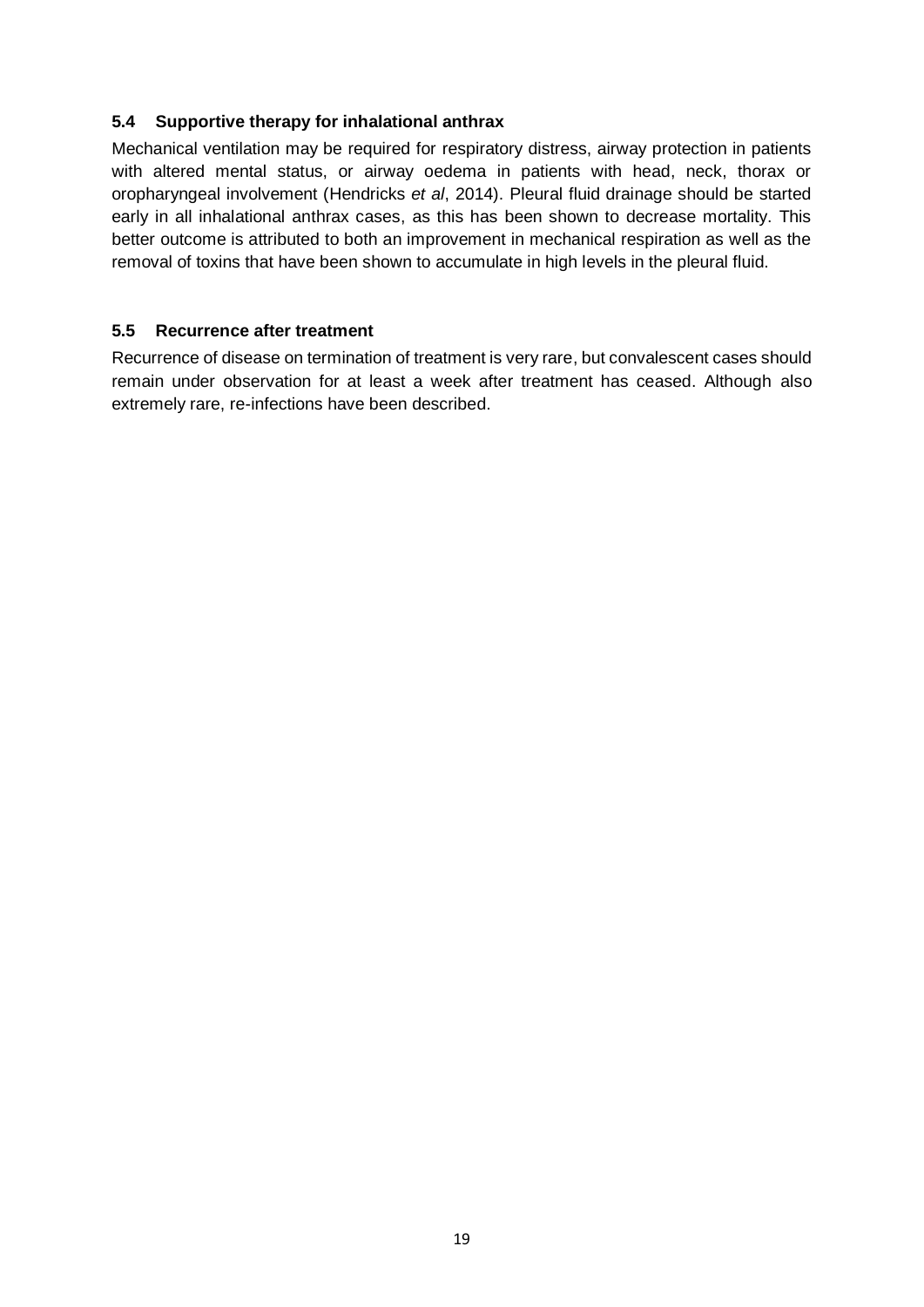### 5.4 Supportive therapy for inhalational anthrax

Mechanical ventilation may be required for respiratory distress, airway protection in patients with altered mental status, or airway oedema in patients with head, neck, thorax or oropharyngeal involvement (Hendricks *et al*, 2014). Pleural fluid drainage should be started early in all inhalational anthrax cases, as this has been shown to decrease mortality. This better outcome is attributed to both an improvement in mechanical respiration as well as the removal of toxins that have been shown to accumulate in high levels in the pleural fluid.

### 5.5 Recurrence after treatment

Recurrence of disease on termination of treatment is very rare, but convalescent cases should remain under observation for at least a week after treatment has ceased. Although also extremely rare, re-infections have been described.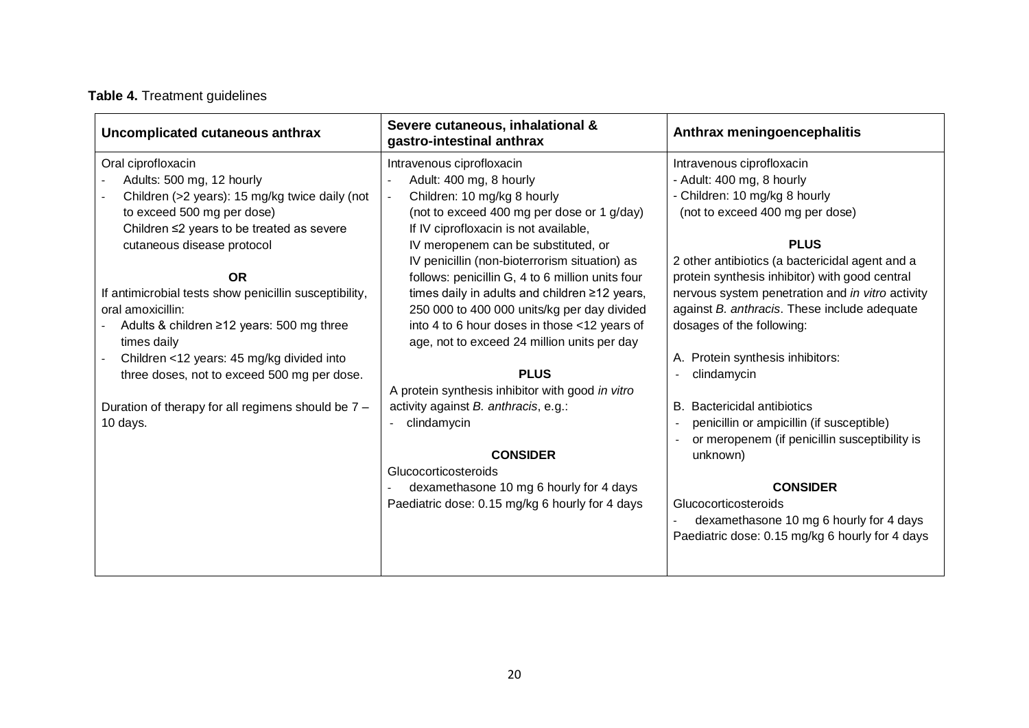**Table 4.** Treatment guidelines

| Uncomplicated cutaneous anthrax | Severe cutaneous, inhalational & gastro-intestinal anthrax | Anthrax meningoencephalitis |
|---|---|---|
| Oral ciprofloxacin<br>- Adults: 500 mg, 12 hourly<br>- Children (>2 years): 15 mg/kg twice daily (not to exceed 500 mg per dose)<br>Children ≤2 years to be treated as severe cutaneous disease protocol<br><br>**OR**<br>If antimicrobial tests show penicillin susceptibility, oral amoxicillin:<br>- Adults & children ≥12 years: 500 mg three times daily<br>- Children <12 years: 45 mg/kg divided into three doses, not to exceed 500 mg per dose.<br><br>Duration of therapy for all regimens should be 7 – 10 days. | Intravenous ciprofloxacin<br>- Adult: 400 mg, 8 hourly<br>- Children: 10 mg/kg 8 hourly (not to exceed 400 mg per dose or 1 g/day)<br>If IV ciprofloxacin is not available, IV meropenem can be substituted, or IV penicillin (non-bioterrorism situation) as follows: penicillin G, 4 to 6 million units four times daily in adults and children ≥12 years, 250 000 to 400 000 units/kg per day divided into 4 to 6 hour doses in those <12 years of age, not to exceed 24 million units per day<br><br>**PLUS**<br>A protein synthesis inhibitor with good *in vitro* activity against *B. anthracis*, e.g.:<br>- clindamycin<br><br>**CONSIDER**<br>Glucocorticosteroids<br>- dexamethasone 10 mg 6 hourly for 4 days<br>Paediatric dose: 0.15 mg/kg 6 hourly for 4 days | Intravenous ciprofloxacin<br>- Adult: 400 mg, 8 hourly<br>- Children: 10 mg/kg 8 hourly (not to exceed 400 mg per dose)<br><br>**PLUS**<br>2 other antibiotics (a bactericidal agent and a protein synthesis inhibitor) with good central nervous system penetration and *in vitro* activity against *B. anthracis*. These include adequate dosages of the following:<br><br>A. Protein synthesis inhibitors:<br>- clindamycin<br><br>B. Bactericidal antibiotics<br>- penicillin or ampicillin (if susceptible)<br>- or meropenem (if penicillin susceptibility is unknown)<br><br>**CONSIDER**<br>Glucocorticosteroids<br>- dexamethasone 10 mg 6 hourly for 4 days<br>Paediatric dose: 0.15 mg/kg 6 hourly for 4 days |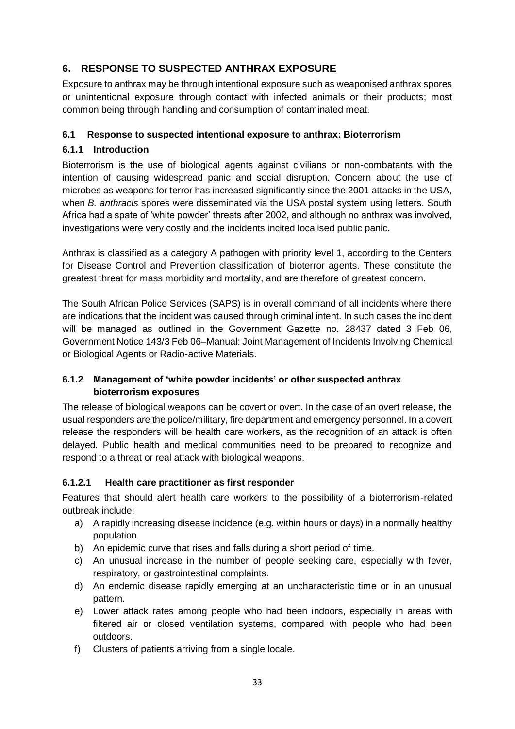# 6. RESPONSE TO SUSPECTED ANTHRAX EXPOSURE

Exposure to anthrax may be through intentional exposure such as weaponised anthrax spores or unintentional exposure through contact with infected animals or their products; most common being through handling and consumption of contaminated meat.

## 6.1 Response to suspected intentional exposure to anthrax: Bioterrorism

### 6.1.1 Introduction

Bioterrorism is the use of biological agents against civilians or non-combatants with the intention of causing widespread panic and social disruption. Concern about the use of microbes as weapons for terror has increased significantly since the 2001 attacks in the USA, when *B. anthracis* spores were disseminated via the USA postal system using letters. South Africa had a spate of 'white powder' threats after 2002, and although no anthrax was involved, investigations were very costly and the incidents incited localised public panic.

Anthrax is classified as a category A pathogen with priority level 1, according to the Centers for Disease Control and Prevention classification of bioterror agents. These constitute the greatest threat for mass morbidity and mortality, and are therefore of greatest concern.

The South African Police Services (SAPS) is in overall command of all incidents where there are indications that the incident was caused through criminal intent. In such cases the incident will be managed as outlined in the Government Gazette no. 28437 dated 3 Feb 06, Government Notice 143/3 Feb 06–Manual: Joint Management of Incidents Involving Chemical or Biological Agents or Radio-active Materials.

### 6.1.2 Management of 'white powder incidents' or other suspected anthrax bioterrorism exposures

The release of biological weapons can be covert or overt. In the case of an overt release, the usual responders are the police/military, fire department and emergency personnel. In a covert release the responders will be health care workers, as the recognition of an attack is often delayed. Public health and medical communities need to be prepared to recognize and respond to a threat or real attack with biological weapons.

#### 6.1.2.1 Health care practitioner as first responder

Features that should alert health care workers to the possibility of a bioterrorism-related outbreak include:

a) A rapidly increasing disease incidence (e.g. within hours or days) in a normally healthy population.
b) An epidemic curve that rises and falls during a short period of time.
c) An unusual increase in the number of people seeking care, especially with fever, respiratory, or gastrointestinal complaints.
d) An endemic disease rapidly emerging at an uncharacteristic time or in an unusual pattern.
e) Lower attack rates among people who had been indoors, especially in areas with filtered air or closed ventilation systems, compared with people who had been outdoors.
f) Clusters of patients arriving from a single locale.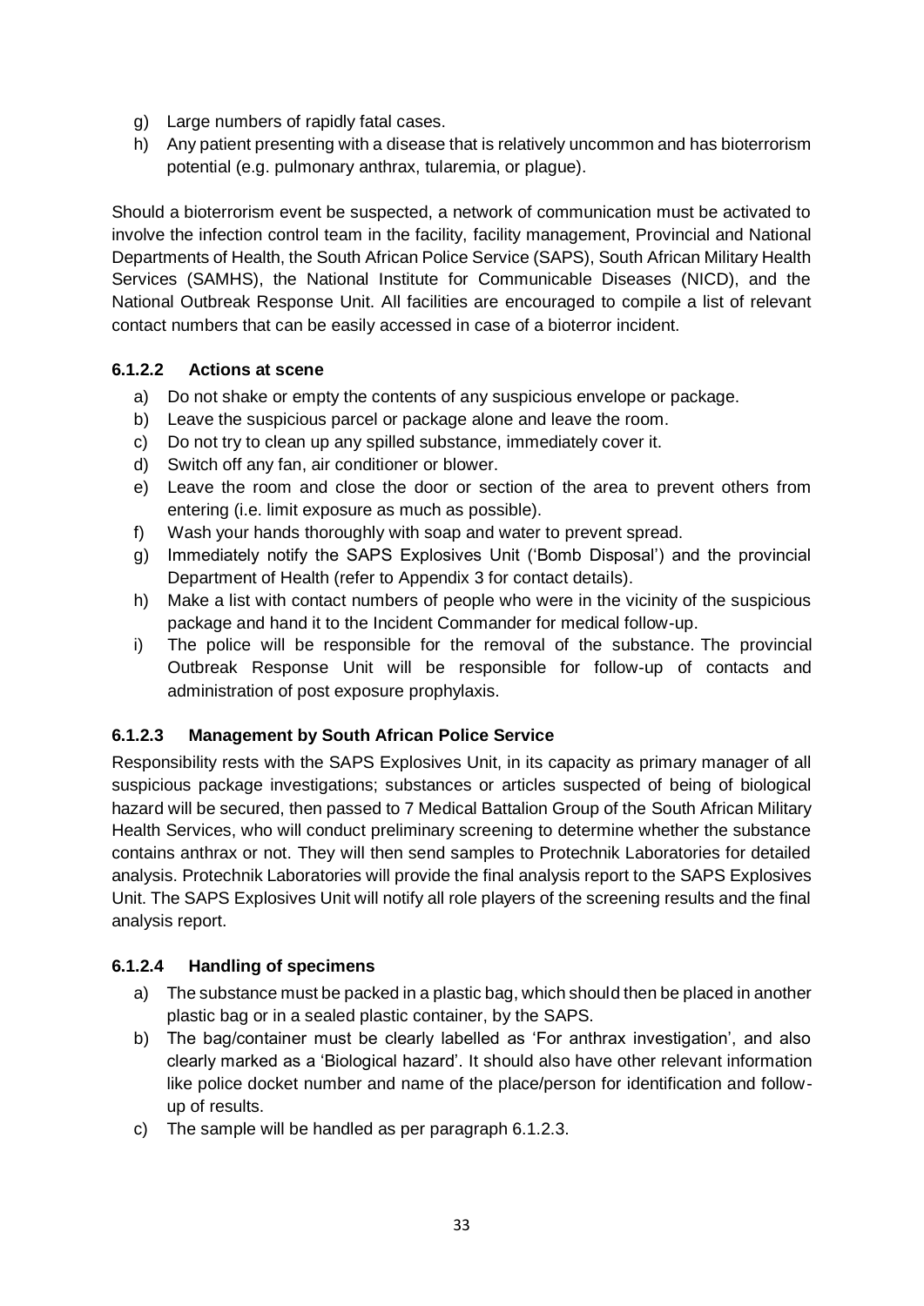g) Large numbers of rapidly fatal cases.
h) Any patient presenting with a disease that is relatively uncommon and has bioterrorism potential (e.g. pulmonary anthrax, tularemia, or plague).

Should a bioterrorism event be suspected, a network of communication must be activated to involve the infection control team in the facility, facility management, Provincial and National Departments of Health, the South African Police Service (SAPS), South African Military Health Services (SAMHS), the National Institute for Communicable Diseases (NICD), and the National Outbreak Response Unit. All facilities are encouraged to compile a list of relevant contact numbers that can be easily accessed in case of a bioterror incident.

#### 6.1.2.2 Actions at scene

a) Do not shake or empty the contents of any suspicious envelope or package.
b) Leave the suspicious parcel or package alone and leave the room.
c) Do not try to clean up any spilled substance, immediately cover it.
d) Switch off any fan, air conditioner or blower.
e) Leave the room and close the door or section of the area to prevent others from entering (i.e. limit exposure as much as possible).
f) Wash your hands thoroughly with soap and water to prevent spread.
g) Immediately notify the SAPS Explosives Unit ('Bomb Disposal') and the provincial Department of Health (refer to Appendix 3 for contact details).
h) Make a list with contact numbers of people who were in the vicinity of the suspicious package and hand it to the Incident Commander for medical follow-up.
i) The police will be responsible for the removal of the substance. The provincial Outbreak Response Unit will be responsible for follow-up of contacts and administration of post exposure prophylaxis.

#### 6.1.2.3 Management by South African Police Service

Responsibility rests with the SAPS Explosives Unit, in its capacity as primary manager of all suspicious package investigations; substances or articles suspected of being of biological hazard will be secured, then passed to 7 Medical Battalion Group of the South African Military Health Services, who will conduct preliminary screening to determine whether the substance contains anthrax or not. They will then send samples to Protechnik Laboratories for detailed analysis. Protechnik Laboratories will provide the final analysis report to the SAPS Explosives Unit. The SAPS Explosives Unit will notify all role players of the screening results and the final analysis report.

#### 6.1.2.4 Handling of specimens

a) The substance must be packed in a plastic bag, which should then be placed in another plastic bag or in a sealed plastic container, by the SAPS.
b) The bag/container must be clearly labelled as 'For anthrax investigation', and also clearly marked as a 'Biological hazard'. It should also have other relevant information like police docket number and name of the place/person for identification and follow-up of results.
c) The sample will be handled as per paragraph 6.1.2.3.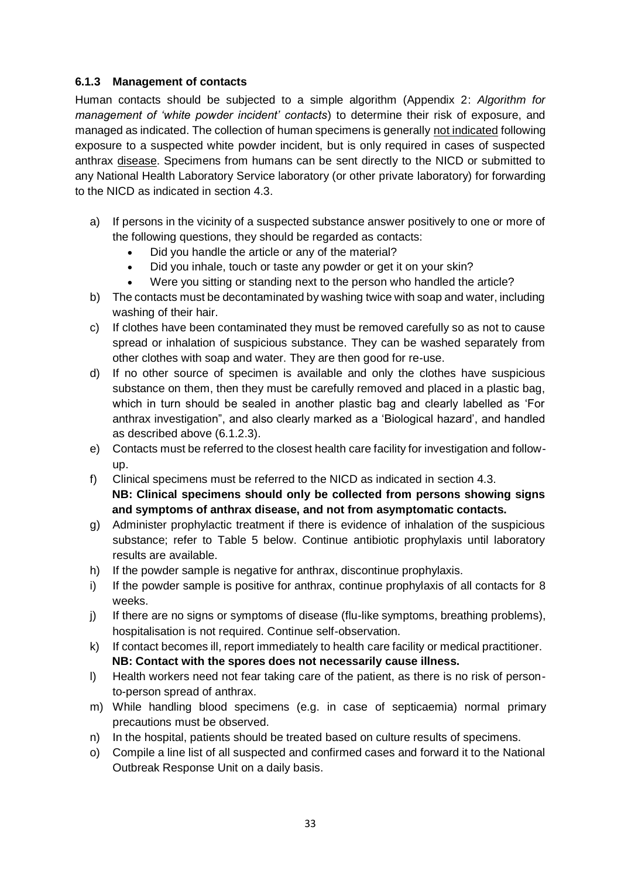### 6.1.3 Management of contacts

Human contacts should be subjected to a simple algorithm (Appendix 2: *Algorithm for management of 'white powder incident' contacts*) to determine their risk of exposure, and managed as indicated. The collection of human specimens is generally <u>not indicated</u> following exposure to a suspected white powder incident, but is only required in cases of suspected anthrax <u>disease</u>. Specimens from humans can be sent directly to the NICD or submitted to any National Health Laboratory Service laboratory (or other private laboratory) for forwarding to the NICD as indicated in section 4.3.

a) If persons in the vicinity of a suspected substance answer positively to one or more of the following questions, they should be regarded as contacts:
   - Did you handle the article or any of the material?
   - Did you inhale, touch or taste any powder or get it on your skin?
   - Were you sitting or standing next to the person who handled the article?

b) The contacts must be decontaminated by washing twice with soap and water, including washing of their hair.

c) If clothes have been contaminated they must be removed carefully so as not to cause spread or inhalation of suspicious substance. They can be washed separately from other clothes with soap and water. They are then good for re-use.

d) If no other source of specimen is available and only the clothes have suspicious substance on them, then they must be carefully removed and placed in a plastic bag, which in turn should be sealed in another plastic bag and clearly labelled as 'For anthrax investigation", and also clearly marked as a 'Biological hazard', and handled as described above (6.1.2.3).

e) Contacts must be referred to the closest health care facility for investigation and follow-up.

f) Clinical specimens must be referred to the NICD as indicated in section 4.3.
   **NB: Clinical specimens should only be collected from persons showing signs and symptoms of anthrax disease, and not from asymptomatic contacts.**

g) Administer prophylactic treatment if there is evidence of inhalation of the suspicious substance; refer to Table 5 below. Continue antibiotic prophylaxis until laboratory results are available.

h) If the powder sample is negative for anthrax, discontinue prophylaxis.

i) If the powder sample is positive for anthrax, continue prophylaxis of all contacts for 8 weeks.

j) If there are no signs or symptoms of disease (flu-like symptoms, breathing problems), hospitalisation is not required. Continue self-observation.

k) If contact becomes ill, report immediately to health care facility or medical practitioner.
   **NB: Contact with the spores does not necessarily cause illness.**

l) Health workers need not fear taking care of the patient, as there is no risk of person-to-person spread of anthrax.

m) While handling blood specimens (e.g. in case of septicaemia) normal primary precautions must be observed.

n) In the hospital, patients should be treated based on culture results of specimens.

o) Compile a line list of all suspected and confirmed cases and forward it to the National Outbreak Response Unit on a daily basis.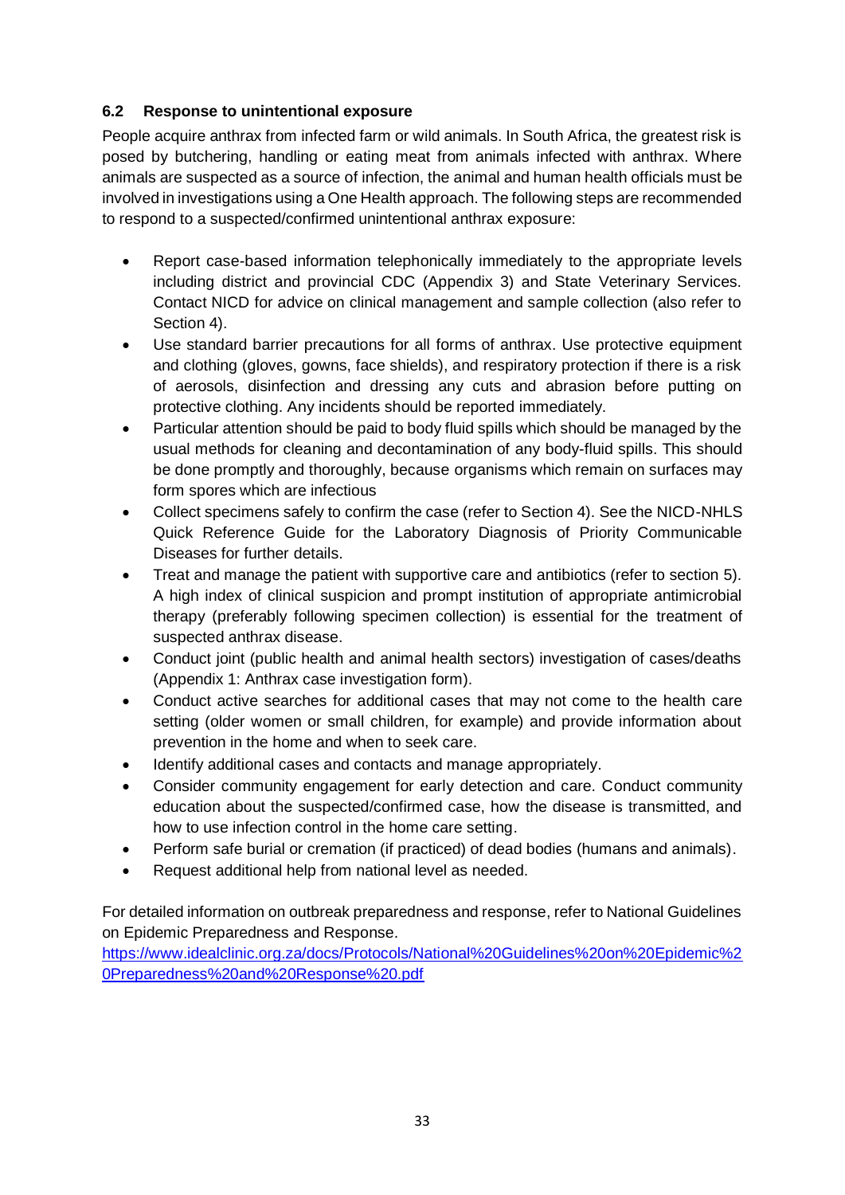### 6.2 Response to unintentional exposure

People acquire anthrax from infected farm or wild animals. In South Africa, the greatest risk is posed by butchering, handling or eating meat from animals infected with anthrax. Where animals are suspected as a source of infection, the animal and human health officials must be involved in investigations using a One Health approach. The following steps are recommended to respond to a suspected/confirmed unintentional anthrax exposure:

- Report case-based information telephonically immediately to the appropriate levels including district and provincial CDC (Appendix 3) and State Veterinary Services. Contact NICD for advice on clinical management and sample collection (also refer to Section 4).
- Use standard barrier precautions for all forms of anthrax. Use protective equipment and clothing (gloves, gowns, face shields), and respiratory protection if there is a risk of aerosols, disinfection and dressing any cuts and abrasion before putting on protective clothing. Any incidents should be reported immediately.
- Particular attention should be paid to body fluid spills which should be managed by the usual methods for cleaning and decontamination of any body-fluid spills. This should be done promptly and thoroughly, because organisms which remain on surfaces may form spores which are infectious
- Collect specimens safely to confirm the case (refer to Section 4). See the NICD-NHLS Quick Reference Guide for the Laboratory Diagnosis of Priority Communicable Diseases for further details.
- Treat and manage the patient with supportive care and antibiotics (refer to section 5). A high index of clinical suspicion and prompt institution of appropriate antimicrobial therapy (preferably following specimen collection) is essential for the treatment of suspected anthrax disease.
- Conduct joint (public health and animal health sectors) investigation of cases/deaths (Appendix 1: Anthrax case investigation form).
- Conduct active searches for additional cases that may not come to the health care setting (older women or small children, for example) and provide information about prevention in the home and when to seek care.
- Identify additional cases and contacts and manage appropriately.
- Consider community engagement for early detection and care. Conduct community education about the suspected/confirmed case, how the disease is transmitted, and how to use infection control in the home care setting.
- Perform safe burial or cremation (if practiced) of dead bodies (humans and animals).
- Request additional help from national level as needed.

For detailed information on outbreak preparedness and response, refer to National Guidelines on Epidemic Preparedness and Response.
https://www.idealclinic.org.za/docs/Protocols/National%20Guidelines%20on%20Epidemic%20Preparedness%20and%20Response%20.pdf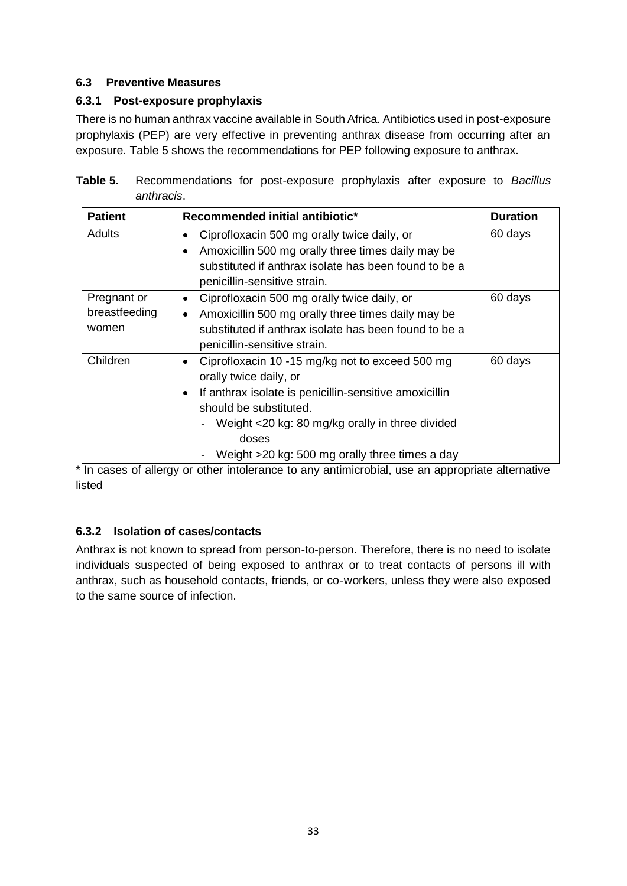### 6.3 Preventive Measures

#### 6.3.1 Post-exposure prophylaxis

There is no human anthrax vaccine available in South Africa. Antibiotics used in post-exposure prophylaxis (PEP) are very effective in preventing anthrax disease from occurring after an exposure. Table 5 shows the recommendations for PEP following exposure to anthrax.

**Table 5.** Recommendations for post-exposure prophylaxis after exposure to *Bacillus anthracis*.

| **Patient** | **Recommended initial antibiotic*** | **Duration** |
|---|---|---|
| Adults | • Ciprofloxacin 500 mg orally twice daily, or<br>• Amoxicillin 500 mg orally three times daily may be substituted if anthrax isolate has been found to be a penicillin-sensitive strain. | 60 days |
| Pregnant or breastfeeding women | • Ciprofloxacin 500 mg orally twice daily, or<br>• Amoxicillin 500 mg orally three times daily may be substituted if anthrax isolate has been found to be a penicillin-sensitive strain. | 60 days |
| Children | • Ciprofloxacin 10 -15 mg/kg not to exceed 500 mg orally twice daily, or<br>• If anthrax isolate is penicillin-sensitive amoxicillin should be substituted.<br>- Weight <20 kg: 80 mg/kg orally in three divided doses<br>- Weight >20 kg: 500 mg orally three times a day | 60 days |

* In cases of allergy or other intolerance to any antimicrobial, use an appropriate alternative listed

#### 6.3.2 Isolation of cases/contacts

Anthrax is not known to spread from person-to-person. Therefore, there is no need to isolate individuals suspected of being exposed to anthrax or to treat contacts of persons ill with anthrax, such as household contacts, friends, or co-workers, unless they were also exposed to the same source of infection.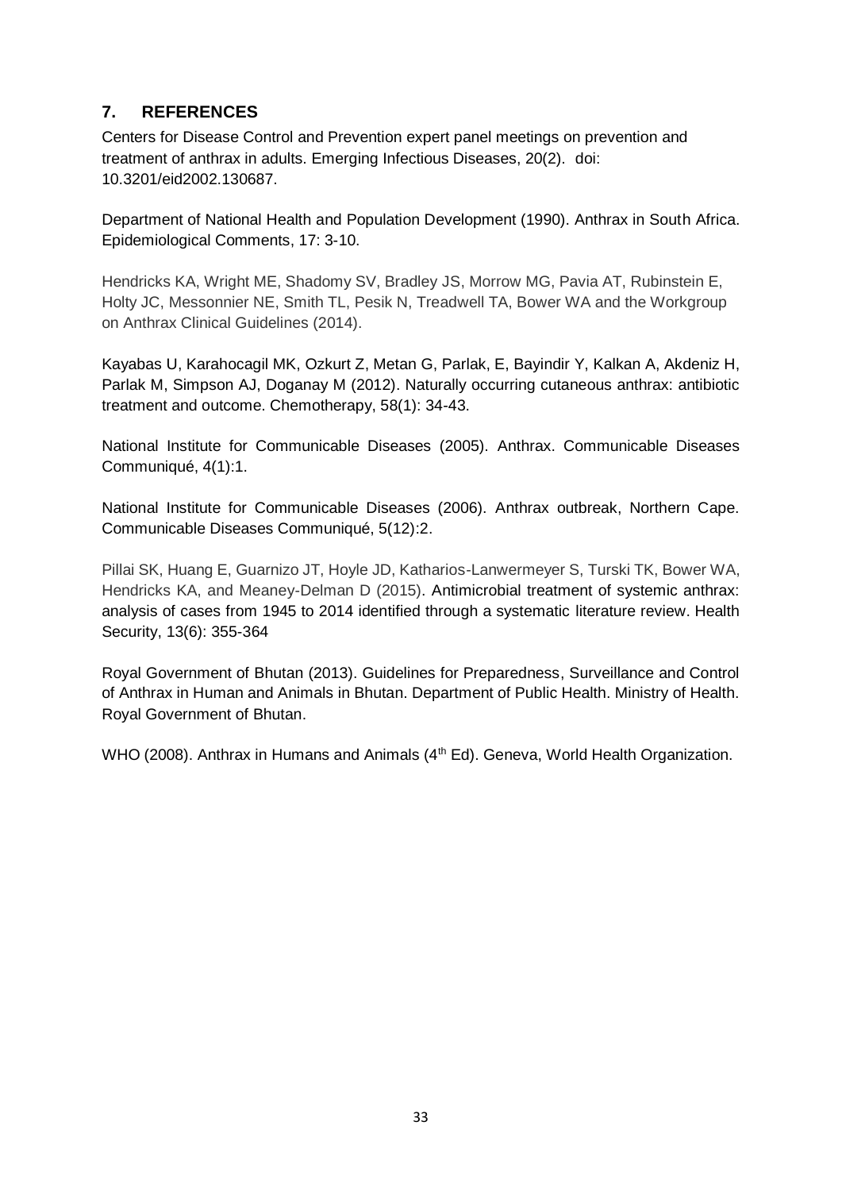## 7. REFERENCES

Centers for Disease Control and Prevention expert panel meetings on prevention and treatment of anthrax in adults. Emerging Infectious Diseases, 20(2). doi: 10.3201/eid2002.130687.

Department of National Health and Population Development (1990). Anthrax in South Africa. Epidemiological Comments, 17: 3-10.

Hendricks KA, Wright ME, Shadomy SV, Bradley JS, Morrow MG, Pavia AT, Rubinstein E, Holty JC, Messonnier NE, Smith TL, Pesik N, Treadwell TA, Bower WA and the Workgroup on Anthrax Clinical Guidelines (2014).

Kayabas U, Karahocagil MK, Ozkurt Z, Metan G, Parlak, E, Bayindir Y, Kalkan A, Akdeniz H, Parlak M, Simpson AJ, Doganay M (2012). Naturally occurring cutaneous anthrax: antibiotic treatment and outcome. Chemotherapy, 58(1): 34-43.

National Institute for Communicable Diseases (2005). Anthrax. Communicable Diseases Communiqué, 4(1):1.

National Institute for Communicable Diseases (2006). Anthrax outbreak, Northern Cape. Communicable Diseases Communiqué, 5(12):2.

Pillai SK, Huang E, Guarnizo JT, Hoyle JD, Katharios-Lanwermeyer S, Turski TK, Bower WA, Hendricks KA, and Meaney-Delman D (2015). Antimicrobial treatment of systemic anthrax: analysis of cases from 1945 to 2014 identified through a systematic literature review. Health Security, 13(6): 355-364

Royal Government of Bhutan (2013). Guidelines for Preparedness, Surveillance and Control of Anthrax in Human and Animals in Bhutan. Department of Public Health. Ministry of Health. Royal Government of Bhutan.

WHO (2008). Anthrax in Humans and Animals (4th Ed). Geneva, World Health Organization.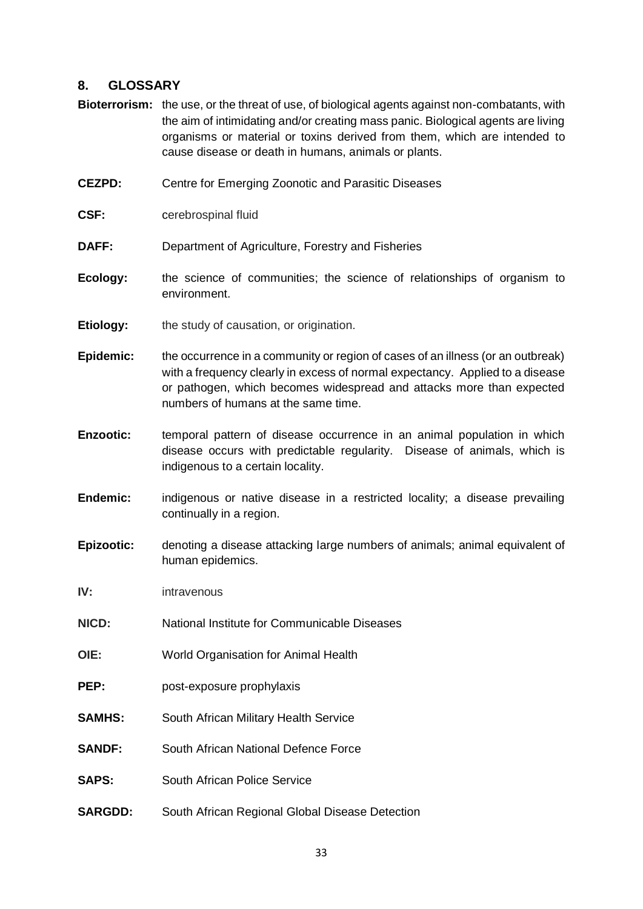## 8. GLOSSARY

**Bioterrorism:** the use, or the threat of use, of biological agents against non-combatants, with the aim of intimidating and/or creating mass panic. Biological agents are living organisms or material or toxins derived from them, which are intended to cause disease or death in humans, animals or plants.

**CEZPD:** Centre for Emerging Zoonotic and Parasitic Diseases

**CSF:** cerebrospinal fluid

**DAFF:** Department of Agriculture, Forestry and Fisheries

**Ecology:** the science of communities; the science of relationships of organism to environment.

**Etiology:** the study of causation, or origination.

**Epidemic:** the occurrence in a community or region of cases of an illness (or an outbreak) with a frequency clearly in excess of normal expectancy. Applied to a disease or pathogen, which becomes widespread and attacks more than expected numbers of humans at the same time.

**Enzootic:** temporal pattern of disease occurrence in an animal population in which disease occurs with predictable regularity. Disease of animals, which is indigenous to a certain locality.

**Endemic:** indigenous or native disease in a restricted locality; a disease prevailing continually in a region.

**Epizootic:** denoting a disease attacking large numbers of animals; animal equivalent of human epidemics.

**IV:** intravenous

**NICD:** National Institute for Communicable Diseases

**OIE:** World Organisation for Animal Health

**PEP:** post-exposure prophylaxis

**SAMHS:** South African Military Health Service

**SANDF:** South African National Defence Force

**SAPS:** South African Police Service

**SARGDD:** South African Regional Global Disease Detection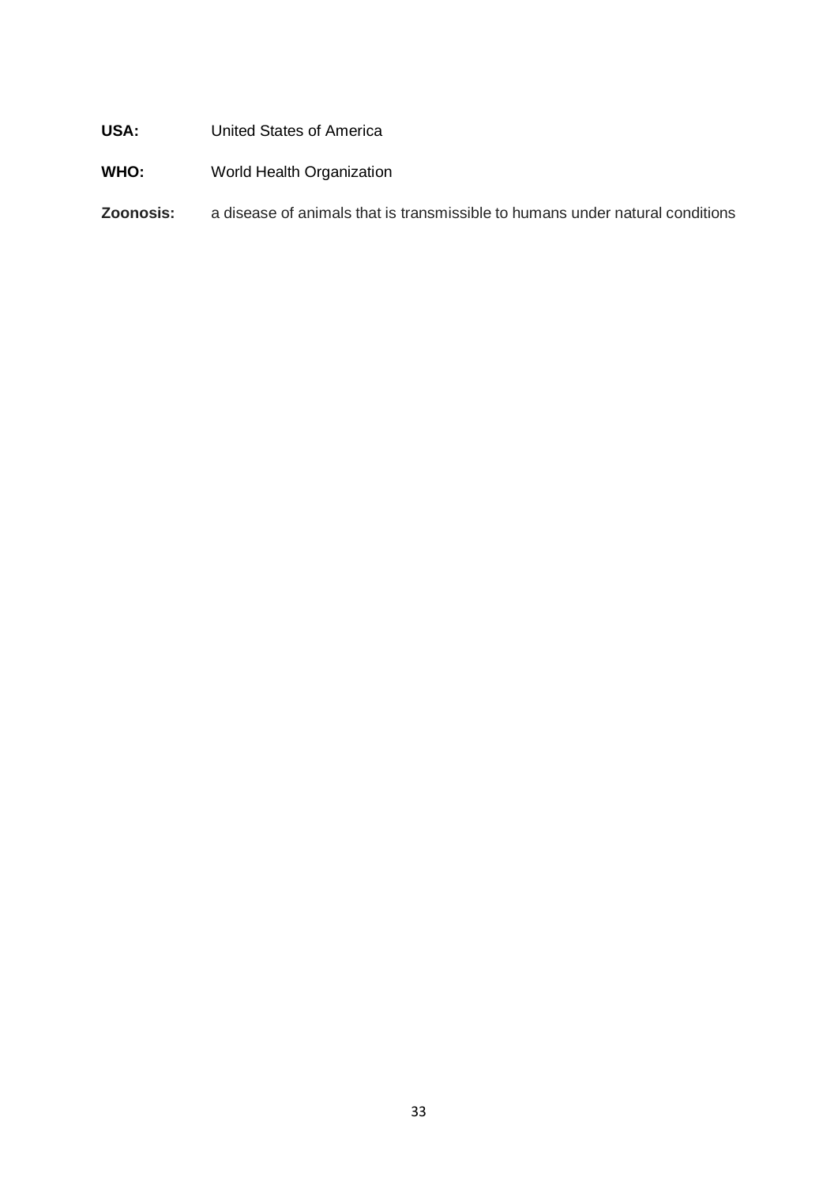**USA:** United States of America

**WHO:** World Health Organization

**Zoonosis:** a disease of animals that is transmissible to humans under natural conditions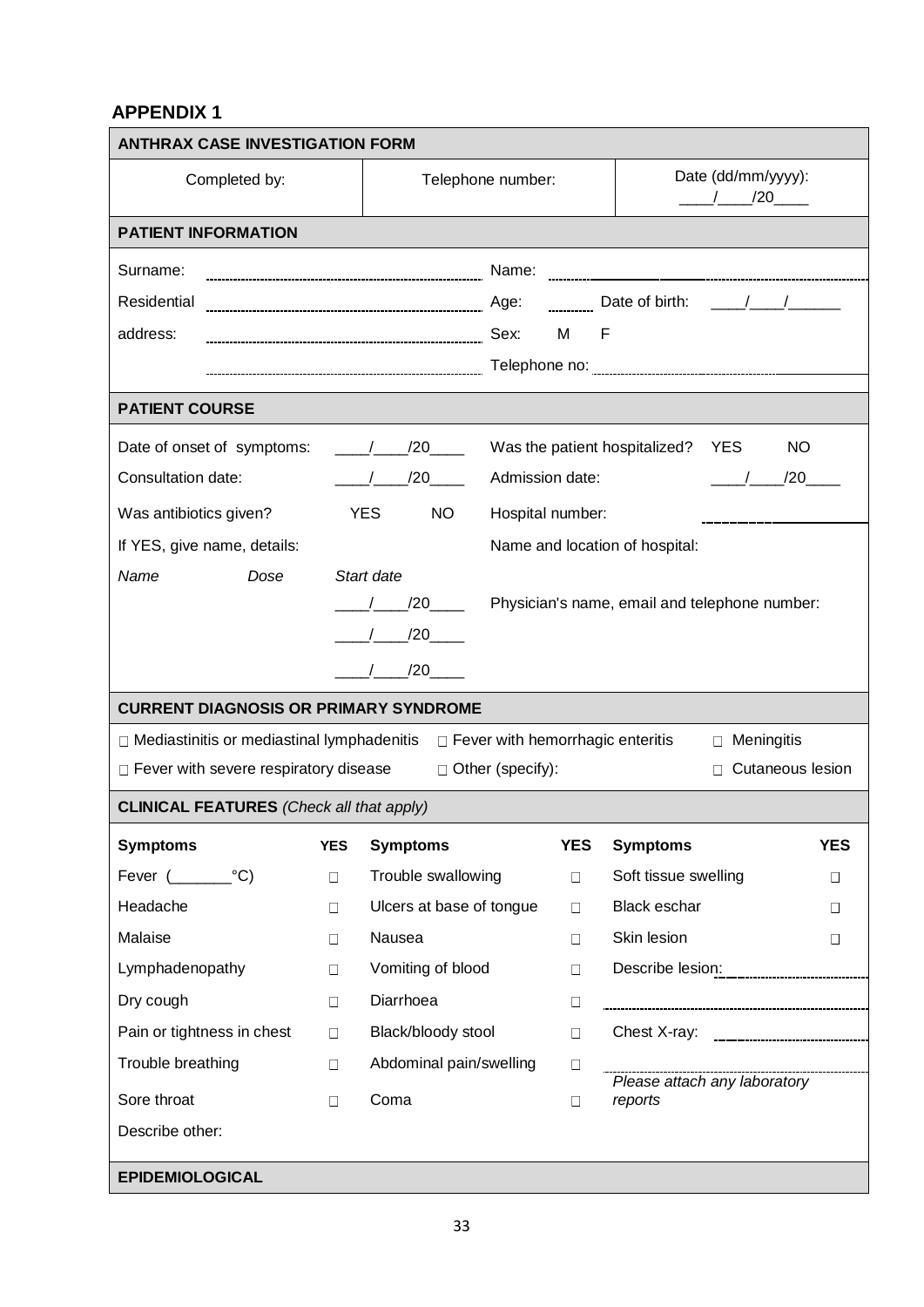## APPENDIX 1

| **ANTHRAX CASE INVESTIGATION FORM** | | |
|---|---|---|
| Completed by: | Telephone number: | Date (dd/mm/yyyy): ____/____/20____ |

**PATIENT INFORMATION**

| | | | |
|---|---|---|---|
| Surname: | | Name: | |
| Residential address: | | Age: ______ | Date of birth: ____/____/______ |
| | | Sex: M F | |
| | | Telephone no: | |

**PATIENT COURSE**

| | | | |
|---|---|---|---|
| Date of onset of symptoms: | ____/____/20____ | Was the patient hospitalized? | YES NO |
| Consultation date: | ____/____/20____ | Admission date: | ____/____/20____ |
| Was antibiotics given? | YES NO | Hospital number: | |
| If YES, give name, details: | | Name and location of hospital: | |
| *Name* *Dose* | *Start date* | | |
| | ____/____/20____ | Physician's name, email and telephone number: | |
| | ____/____/20____ | | |
| | ____/____/20____ | | |

**CURRENT DIAGNOSIS OR PRIMARY SYNDROME**

| | | |
|---|---|---|
| □ Mediastinitis or mediastinal lymphadenitis | □ Fever with hemorrhagic enteritis | □ Meningitis |
| □ Fever with severe respiratory disease | □ Other (specify): | □ Cutaneous lesion |

**CLINICAL FEATURES** *(Check all that apply)*

| **Symptoms** | **YES** | **Symptoms** | **YES** | **Symptoms** | **YES** |
|---|---|---|---|---|---|
| Fever (_______°C) | □ | Trouble swallowing | □ | Soft tissue swelling | □ |
| Headache | □ | Ulcers at base of tongue | □ | Black eschar | □ |
| Malaise | □ | Nausea | □ | Skin lesion | □ |
| Lymphadenopathy | □ | Vomiting of blood | □ | Describe lesion: | |
| Dry cough | □ | Diarrhoea | □ | | |
| Pain or tightness in chest | □ | Black/bloody stool | □ | Chest X-ray: | |
| Trouble breathing | □ | Abdominal pain/swelling | □ | | |
| Sore throat | □ | Coma | □ | *Please attach any laboratory reports* | |

Describe other:

**EPIDEMIOLOGICAL**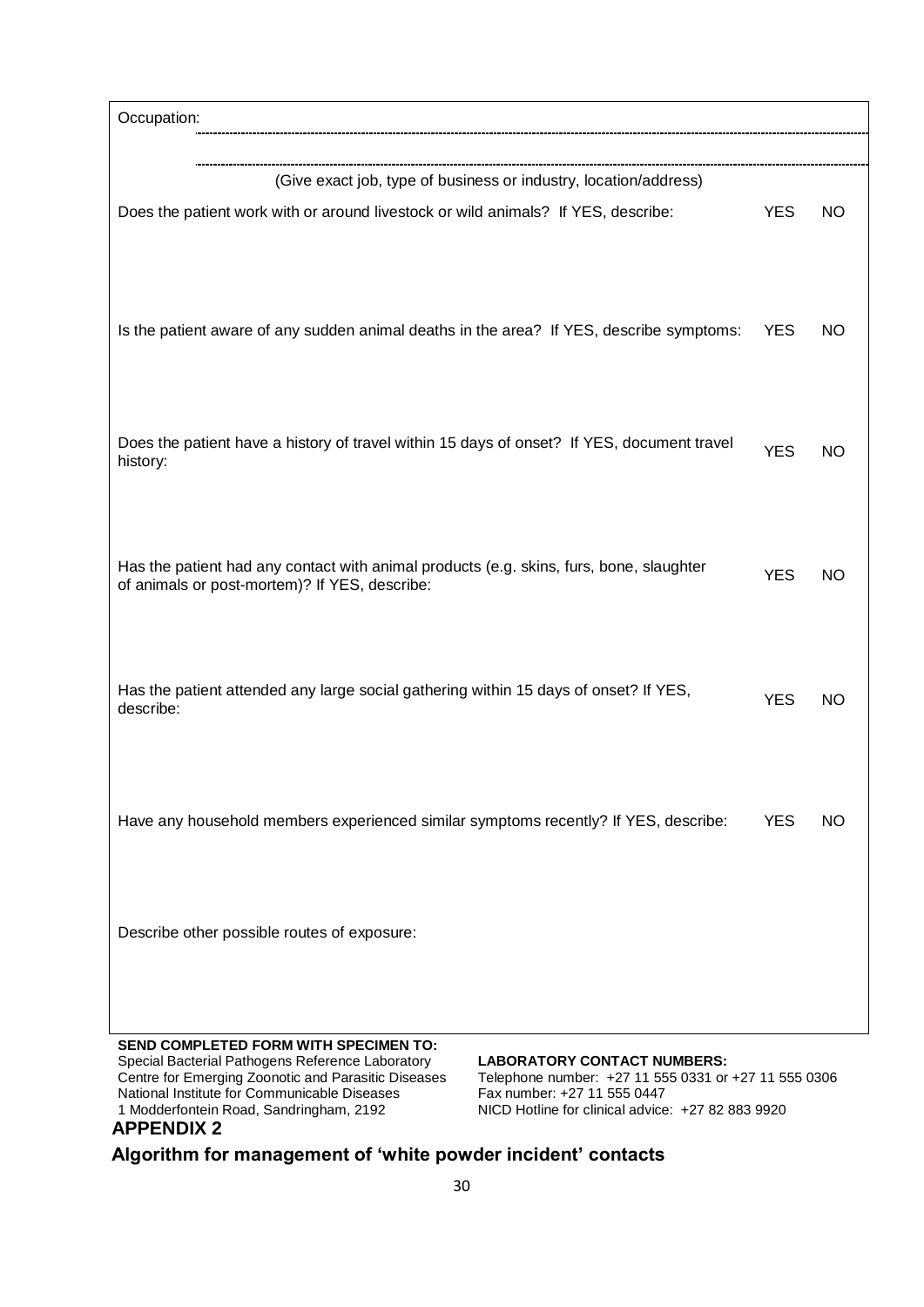Occupation: ..........................................................................................................................................................................................................

..........................................................................................................................................................................................................

(Give exact job, type of business or industry, location/address)

| | | |
|---|---|---|
| Does the patient work with or around livestock or wild animals? If YES, describe: | YES | NO |
| Is the patient aware of any sudden animal deaths in the area? If YES, describe symptoms: | YES | NO |
| Does the patient have a history of travel within 15 days of onset? If YES, document travel history: | YES | NO |
| Has the patient had any contact with animal products (e.g. skins, furs, bone, slaughter of animals or post-mortem)? If YES, describe: | YES | NO |
| Has the patient attended any large social gathering within 15 days of onset? If YES, describe: | YES | NO |
| Have any household members experienced similar symptoms recently? If YES, describe: | YES | NO |

Describe other possible routes of exposure:

**SEND COMPLETED FORM WITH SPECIMEN TO:**
Special Bacterial Pathogens Reference Laboratory
Centre for Emerging Zoonotic and Parasitic Diseases
National Institute for Communicable Diseases
1 Modderfontein Road, Sandringham, 2192

**LABORATORY CONTACT NUMBERS:**
Telephone number: +27 11 555 0331 or +27 11 555 0306
Fax number: +27 11 555 0447
NICD Hotline for clinical advice: +27 82 883 9920

## APPENDIX 2

## Algorithm for management of 'white powder incident' contacts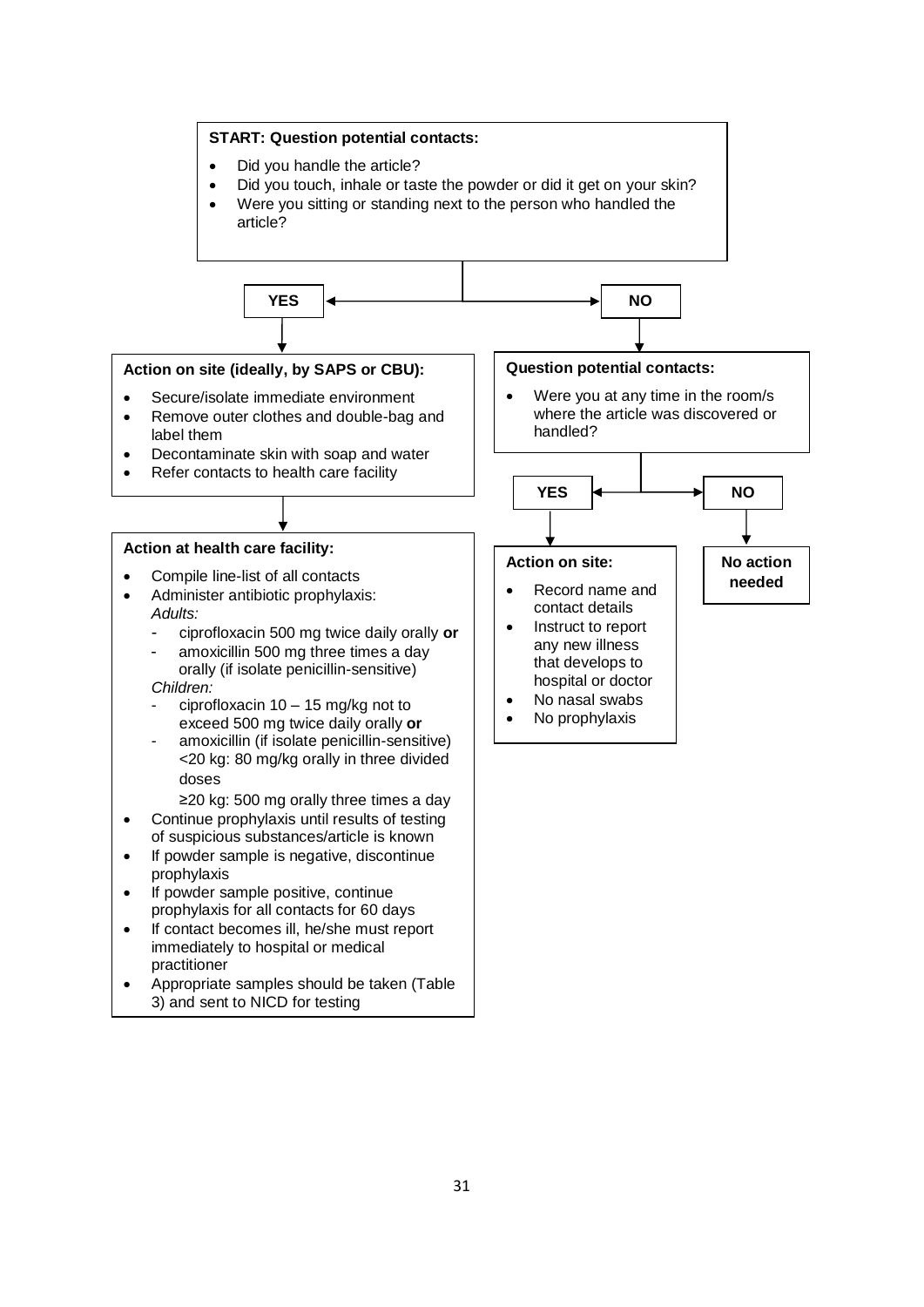**START: Question potential contacts:**

- Did you handle the article?
- Did you touch, inhale or taste the powder or did it get on your skin?
- Were you sitting or standing next to the person who handled the article?

**YES**

**Action on site (ideally, by SAPS or CBU):**

- Secure/isolate immediate environment
- Remove outer clothes and double-bag and label them
- Decontaminate skin with soap and water
- Refer contacts to health care facility

**Action at health care facility:**

- Compile line-list of all contacts
- Administer antibiotic prophylaxis:
  *Adults:*
  - ciprofloxacin 500 mg twice daily orally **or**
  - amoxicillin 500 mg three times a day orally (if isolate penicillin-sensitive)

  *Children:*
  - ciprofloxacin 10 – 15 mg/kg not to exceed 500 mg twice daily orally **or**
  - amoxicillin (if isolate penicillin-sensitive)
    <20 kg: 80 mg/kg orally in three divided doses
    ≥20 kg: 500 mg orally three times a day
- Continue prophylaxis until results of testing of suspicious substances/article is known
- If powder sample is negative, discontinue prophylaxis
- If powder sample positive, continue prophylaxis for all contacts for 60 days
- If contact becomes ill, he/she must report immediately to hospital or medical practitioner
- Appropriate samples should be taken (Table 3) and sent to NICD for testing

**NO**

**Question potential contacts:**

- Were you at any time in the room/s where the article was discovered or handled?

**YES**

**Action on site:**

- Record name and contact details
- Instruct to report any new illness that develops to hospital or doctor
- No nasal swabs
- No prophylaxis

**NO**

**No action needed**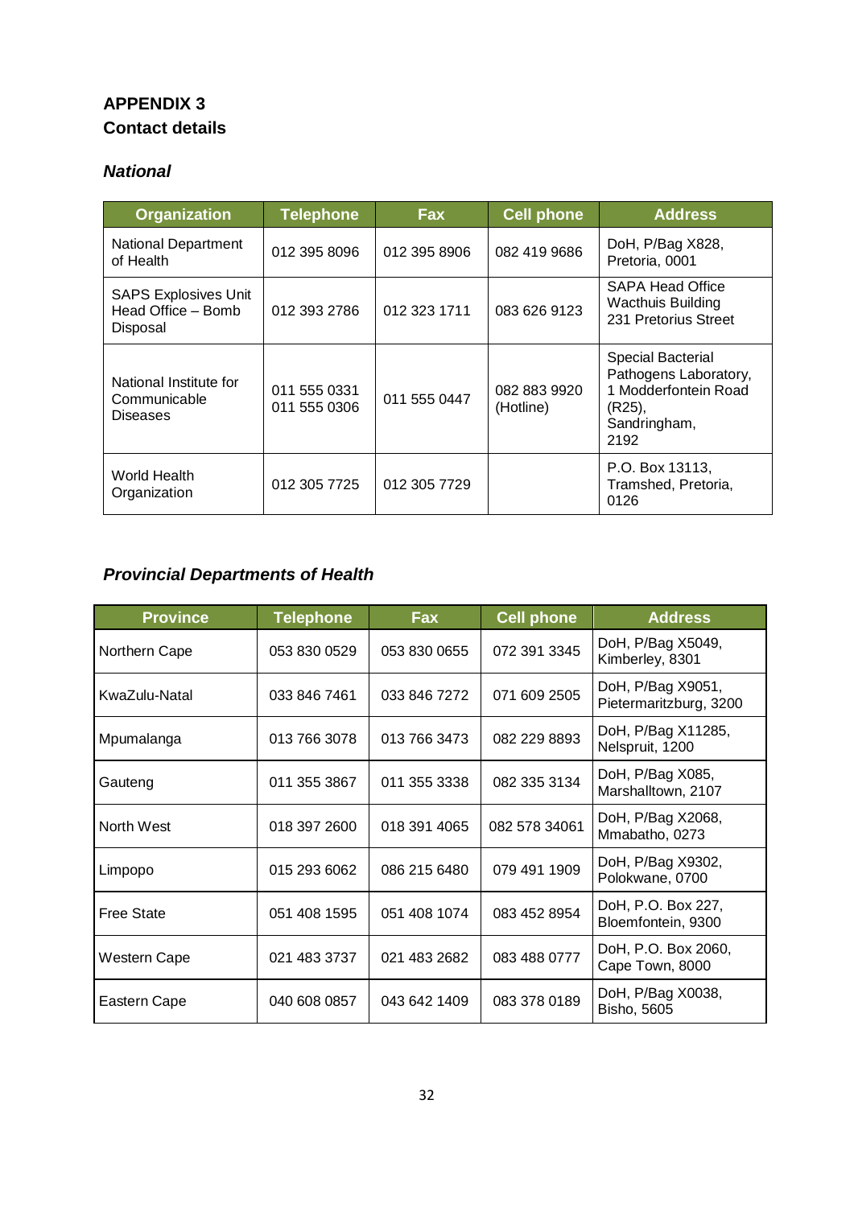# APPENDIX 3
## Contact details

### *National*

| Organization | Telephone | Fax | Cell phone | Address |
|---|---|---|---|---|
| National Department of Health | 012 395 8096 | 012 395 8906 | 082 419 9686 | DoH, P/Bag X828, Pretoria, 0001 |
| SAPS Explosives Unit Head Office – Bomb Disposal | 012 393 2786 | 012 323 1711 | 083 626 9123 | SAPA Head Office Wacthuis Building 231 Pretorius Street |
| National Institute for Communicable Diseases | 011 555 0331 011 555 0306 | 011 555 0447 | 082 883 9920 (Hotline) | Special Bacterial Pathogens Laboratory, 1 Modderfontein Road (R25), Sandringham, 2192 |
| World Health Organization | 012 305 7725 | 012 305 7729 | | P.O. Box 13113, Tramshed, Pretoria, 0126 |

### *Provincial Departments of Health*

| Province | Telephone | Fax | Cell phone | Address |
|---|---|---|---|---|
| Northern Cape | 053 830 0529 | 053 830 0655 | 072 391 3345 | DoH, P/Bag X5049, Kimberley, 8301 |
| KwaZulu-Natal | 033 846 7461 | 033 846 7272 | 071 609 2505 | DoH, P/Bag X9051, Pietermaritzburg, 3200 |
| Mpumalanga | 013 766 3078 | 013 766 3473 | 082 229 8893 | DoH, P/Bag X11285, Nelspruit, 1200 |
| Gauteng | 011 355 3867 | 011 355 3338 | 082 335 3134 | DoH, P/Bag X085, Marshalltown, 2107 |
| North West | 018 397 2600 | 018 391 4065 | 082 578 34061 | DoH, P/Bag X2068, Mmabatho, 0273 |
| Limpopo | 015 293 6062 | 086 215 6480 | 079 491 1909 | DoH, P/Bag X9302, Polokwane, 0700 |
| Free State | 051 408 1595 | 051 408 1074 | 083 452 8954 | DoH, P.O. Box 227, Bloemfontein, 9300 |
| Western Cape | 021 483 3737 | 021 483 2682 | 083 488 0777 | DoH, P.O. Box 2060, Cape Town, 8000 |
| Eastern Cape | 040 608 0857 | 043 642 1409 | 083 378 0189 | DoH, P/Bag X0038, Bisho, 5605 |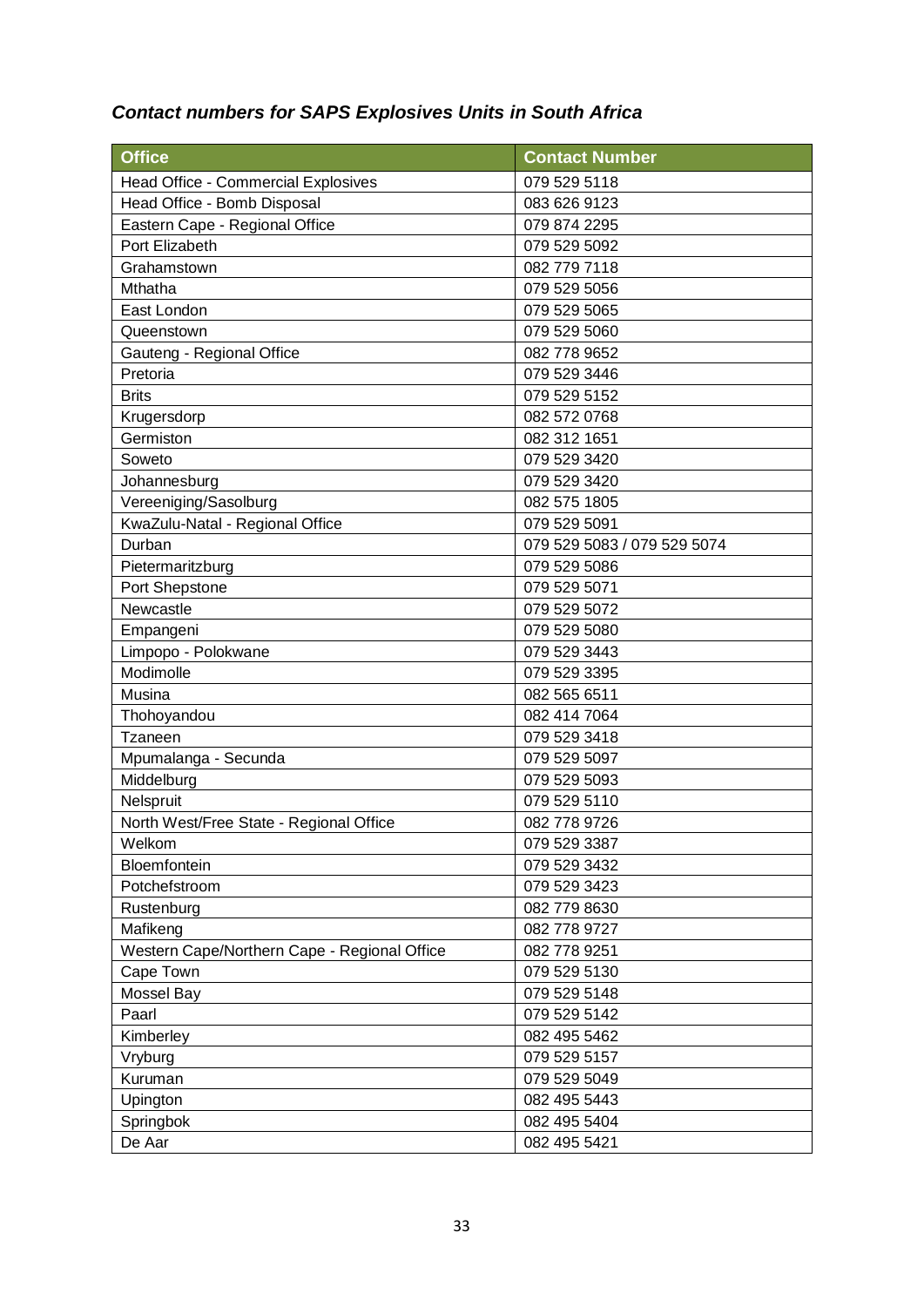### *Contact numbers for SAPS Explosives Units in South Africa*

| Office | Contact Number |
|---|---|
| Head Office - Commercial Explosives | 079 529 5118 |
| Head Office - Bomb Disposal | 083 626 9123 |
| Eastern Cape - Regional Office | 079 874 2295 |
| Port Elizabeth | 079 529 5092 |
| Grahamstown | 082 779 7118 |
| Mthatha | 079 529 5056 |
| East London | 079 529 5065 |
| Queenstown | 079 529 5060 |
| Gauteng - Regional Office | 082 778 9652 |
| Pretoria | 079 529 3446 |
| Brits | 079 529 5152 |
| Krugersdorp | 082 572 0768 |
| Germiston | 082 312 1651 |
| Soweto | 079 529 3420 |
| Johannesburg | 079 529 3420 |
| Vereeniging/Sasolburg | 082 575 1805 |
| KwaZulu-Natal - Regional Office | 079 529 5091 |
| Durban | 079 529 5083 / 079 529 5074 |
| Pietermaritzburg | 079 529 5086 |
| Port Shepstone | 079 529 5071 |
| Newcastle | 079 529 5072 |
| Empangeni | 079 529 5080 |
| Limpopo - Polokwane | 079 529 3443 |
| Modimolle | 079 529 3395 |
| Musina | 082 565 6511 |
| Thohoyandou | 082 414 7064 |
| Tzaneen | 079 529 3418 |
| Mpumalanga - Secunda | 079 529 5097 |
| Middelburg | 079 529 5093 |
| Nelspruit | 079 529 5110 |
| North West/Free State - Regional Office | 082 778 9726 |
| Welkom | 079 529 3387 |
| Bloemfontein | 079 529 3432 |
| Potchefstroom | 079 529 3423 |
| Rustenburg | 082 779 8630 |
| Mafikeng | 082 778 9727 |
| Western Cape/Northern Cape - Regional Office | 082 778 9251 |
| Cape Town | 079 529 5130 |
| Mossel Bay | 079 529 5148 |
| Paarl | 079 529 5142 |
| Kimberley | 082 495 5462 |
| Vryburg | 079 529 5157 |
| Kuruman | 079 529 5049 |
| Upington | 082 495 5443 |
| Springbok | 082 495 5404 |
| De Aar | 082 495 5421 |